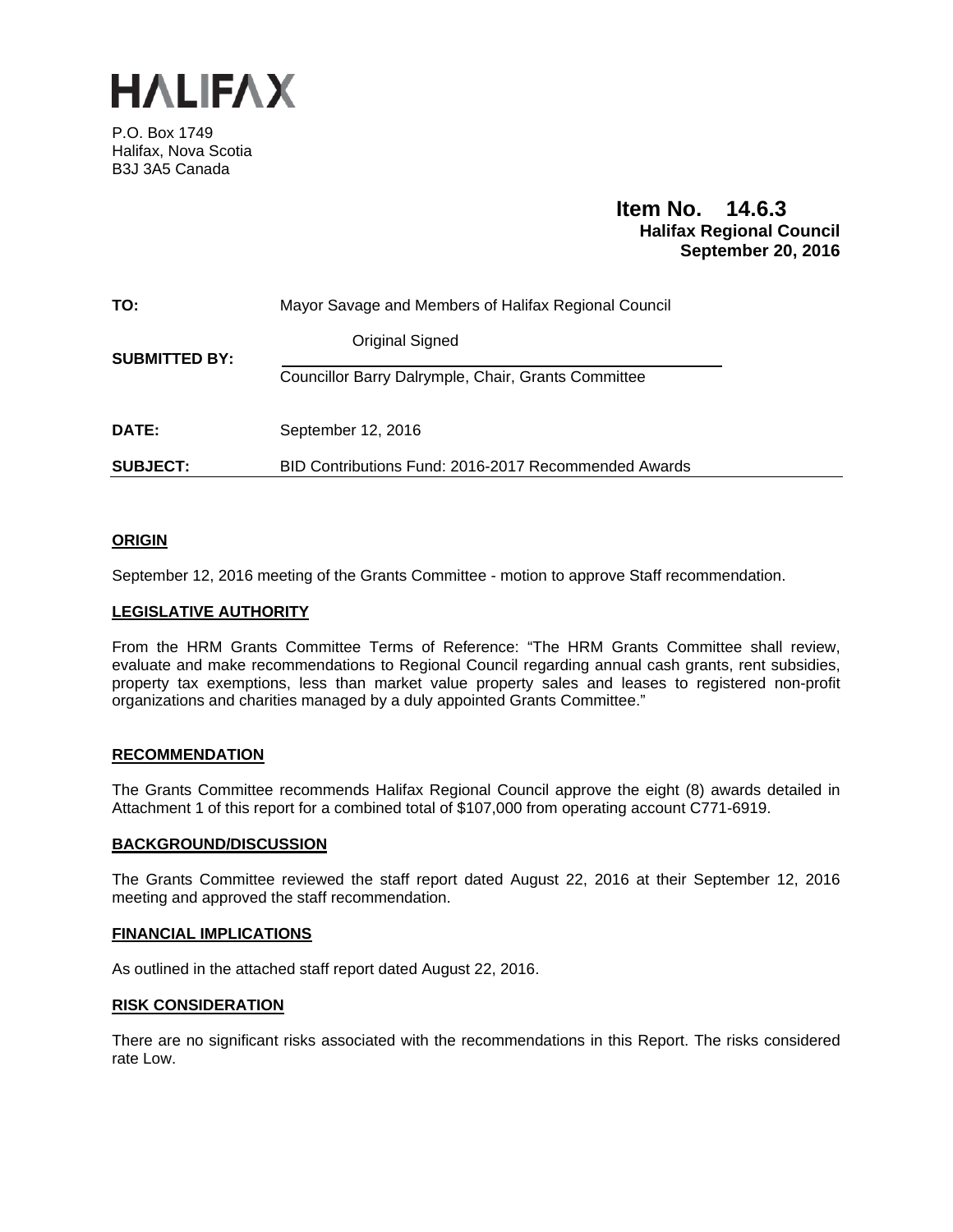# HALIFAX

P.O. Box 1749
Halifax, Nova Scotia
B3J 3A5 Canada

**Item No. 14.6.3**
**Halifax Regional Council**
**September 20, 2016**

| | |
|---|---|
| **TO:** | Mayor Savage and Members of Halifax Regional Council |
| **SUBMITTED BY:** | Original Signed<br>Councillor Barry Dalrymple, Chair, Grants Committee |
| **DATE:** | September 12, 2016 |
| **SUBJECT:** | BID Contributions Fund: 2016-2017 Recommended Awards |

## ORIGIN

September 12, 2016 meeting of the Grants Committee - motion to approve Staff recommendation.

## LEGISLATIVE AUTHORITY

From the HRM Grants Committee Terms of Reference: "The HRM Grants Committee shall review, evaluate and make recommendations to Regional Council regarding annual cash grants, rent subsidies, property tax exemptions, less than market value property sales and leases to registered non-profit organizations and charities managed by a duly appointed Grants Committee."

## RECOMMENDATION

The Grants Committee recommends Halifax Regional Council approve the eight (8) awards detailed in Attachment 1 of this report for a combined total of $107,000 from operating account C771-6919.

## BACKGROUND/DISCUSSION

The Grants Committee reviewed the staff report dated August 22, 2016 at their September 12, 2016 meeting and approved the staff recommendation.

## FINANCIAL IMPLICATIONS

As outlined in the attached staff report dated August 22, 2016.

## RISK CONSIDERATION

There are no significant risks associated with the recommendations in this Report. The risks considered rate Low.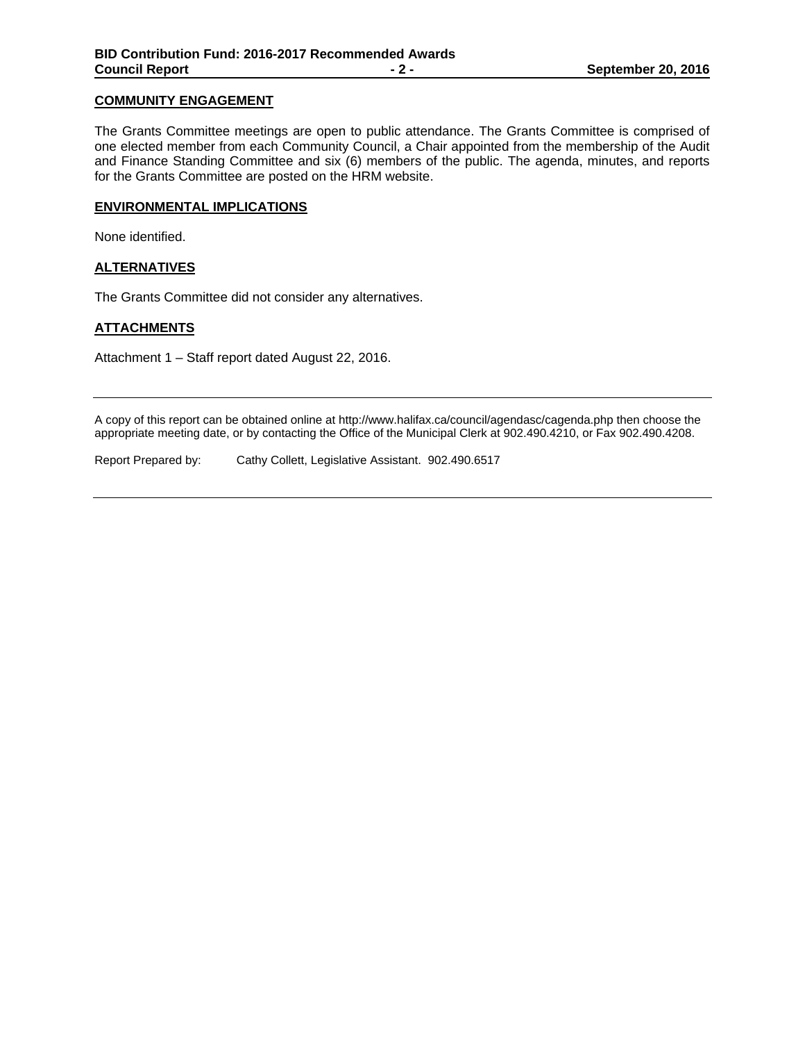## COMMUNITY ENGAGEMENT

The Grants Committee meetings are open to public attendance. The Grants Committee is comprised of one elected member from each Community Council, a Chair appointed from the membership of the Audit and Finance Standing Committee and six (6) members of the public. The agenda, minutes, and reports for the Grants Committee are posted on the HRM website.

## ENVIRONMENTAL IMPLICATIONS

None identified.

## ALTERNATIVES

The Grants Committee did not consider any alternatives.

## ATTACHMENTS

Attachment 1 – Staff report dated August 22, 2016.

---

A copy of this report can be obtained online at http://www.halifax.ca/council/agendasc/cagenda.php then choose the appropriate meeting date, or by contacting the Office of the Municipal Clerk at 902.490.4210, or Fax 902.490.4208.

Report Prepared by: Cathy Collett, Legislative Assistant. 902.490.6517

---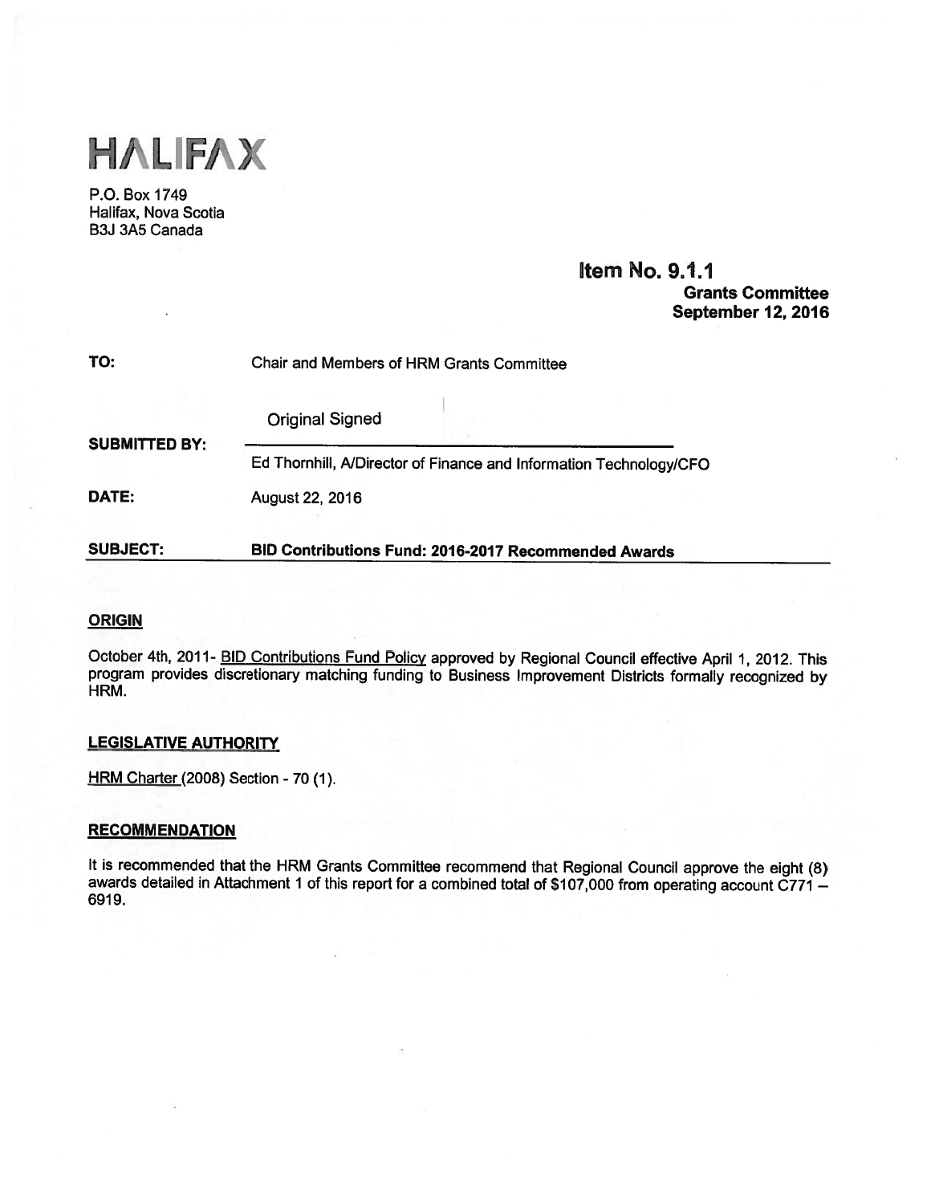# HALIFAX

P.O. Box 1749
Halifax, Nova Scotia
B3J 3A5 Canada

**Item No. 9.1.1**
**Grants Committee**
**September 12, 2016**

**TO:** Chair and Members of HRM Grants Committee

**SUBMITTED BY:** Original Signed

Ed Thornhill, A/Director of Finance and Information Technology/CFO

**DATE:** August 22, 2016

**SUBJECT:** **BID Contributions Fund: 2016-2017 Recommended Awards**

## ORIGIN

October 4th, 2011- BID Contributions Fund Policy approved by Regional Council effective April 1, 2012. This program provides discretionary matching funding to Business Improvement Districts formally recognized by HRM.

## LEGISLATIVE AUTHORITY

HRM Charter (2008) Section - 70 (1).

## RECOMMENDATION

It is recommended that the HRM Grants Committee recommend that Regional Council approve the eight (8) awards detailed in Attachment 1 of this report for a combined total of $107,000 from operating account C771 – 6919.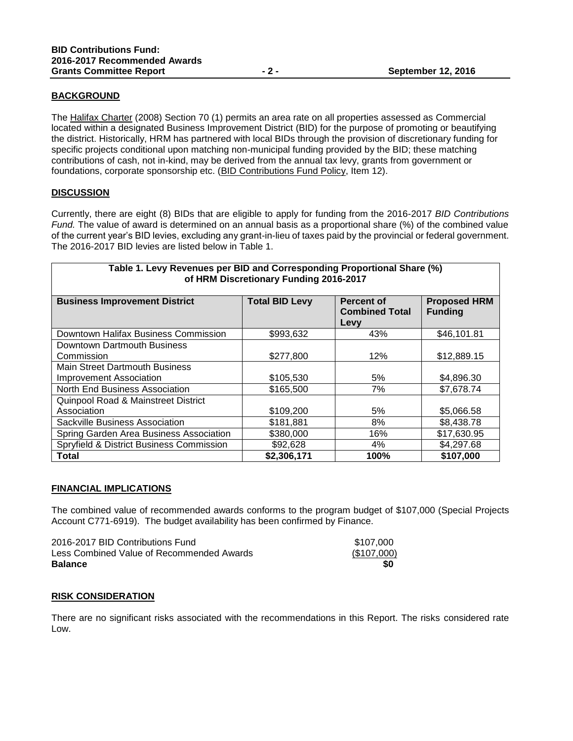## BACKGROUND

The Halifax Charter (2008) Section 70 (1) permits an area rate on all properties assessed as Commercial located within a designated Business Improvement District (BID) for the purpose of promoting or beautifying the district. Historically, HRM has partnered with local BIDs through the provision of discretionary funding for specific projects conditional upon matching non-municipal funding provided by the BID; these matching contributions of cash, not in-kind, may be derived from the annual tax levy, grants from government or foundations, corporate sponsorship etc. (BID Contributions Fund Policy, Item 12).

## DISCUSSION

Currently, there are eight (8) BIDs that are eligible to apply for funding from the 2016-2017 *BID Contributions Fund.* The value of award is determined on an annual basis as a proportional share (%) of the combined value of the current year's BID levies, excluding any grant-in-lieu of taxes paid by the provincial or federal government. The 2016-2017 BID levies are listed below in Table 1.

**Table 1. Levy Revenues per BID and Corresponding Proportional Share (%) of HRM Discretionary Funding 2016-2017**

| Business Improvement District | Total BID Levy | Percent of Combined Total Levy | Proposed HRM Funding |
|---|---|---|---|
| Downtown Halifax Business Commission | $993,632 | 43% | $46,101.81 |
| Downtown Dartmouth Business Commission | $277,800 | 12% | $12,889.15 |
| Main Street Dartmouth Business Improvement Association | $105,530 | 5% | $4,896.30 |
| North End Business Association | $165,500 | 7% | $7,678.74 |
| Quinpool Road & Mainstreet District Association | $109,200 | 5% | $5,066.58 |
| Sackville Business Association | $181,881 | 8% | $8,438.78 |
| Spring Garden Area Business Association | $380,000 | 16% | $17,630.95 |
| Spryfield & District Business Commission | $92,628 | 4% | $4,297.68 |
| **Total** | **$2,306,171** | **100%** | **$107,000** |

## FINANCIAL IMPLICATIONS

The combined value of recommended awards conforms to the program budget of $107,000 (Special Projects Account C771-6919). The budget availability has been confirmed by Finance.

| | |
|---|---|
| 2016-2017 BID Contributions Fund | $107,000 |
| Less Combined Value of Recommended Awards | ($107,000) |
| **Balance** | **$0** |

## RISK CONSIDERATION

There are no significant risks associated with the recommendations in this Report. The risks considered rate Low.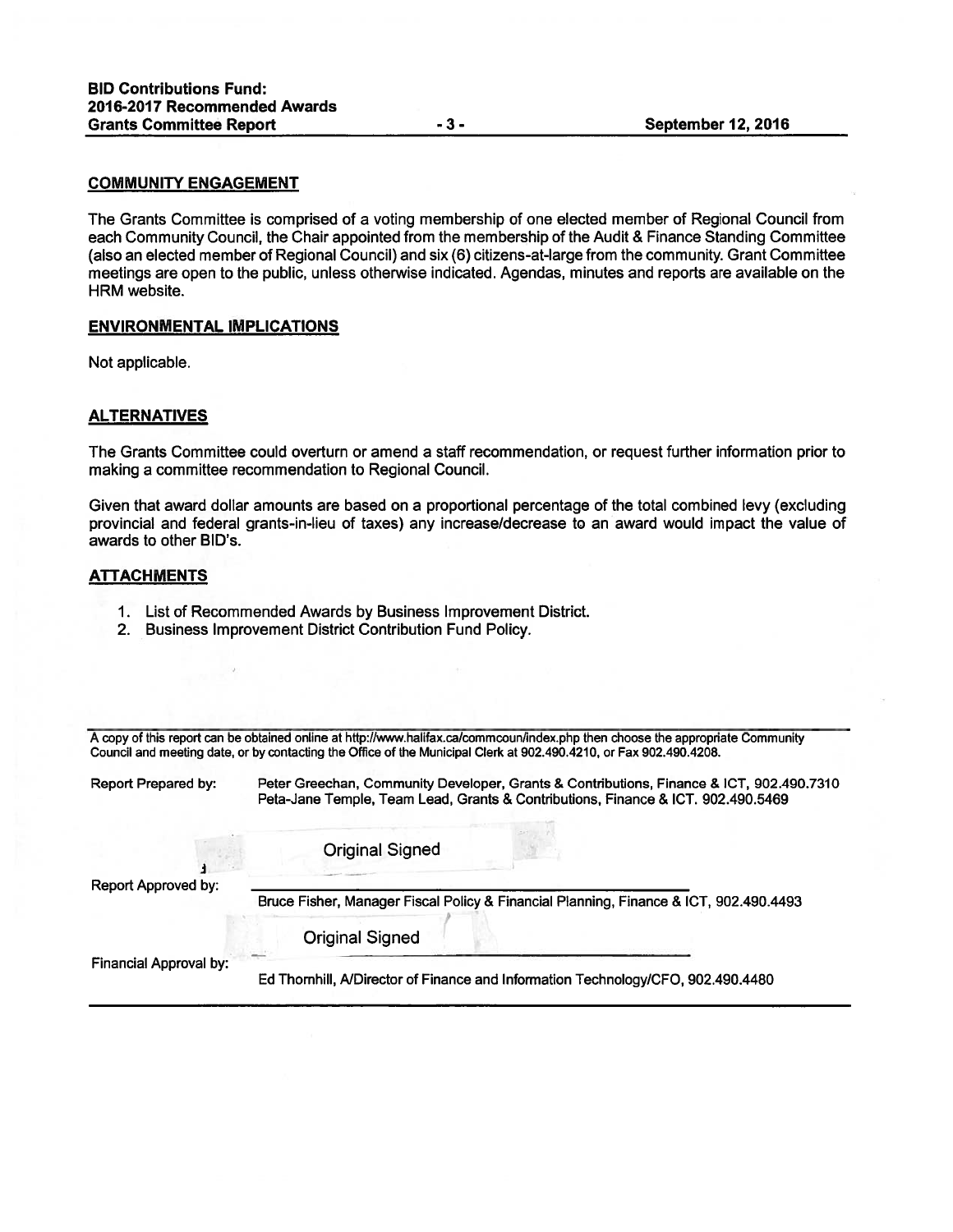## COMMUNITY ENGAGEMENT

The Grants Committee is comprised of a voting membership of one elected member of Regional Council from each Community Council, the Chair appointed from the membership of the Audit & Finance Standing Committee (also an elected member of Regional Council) and six (6) citizens-at-large from the community. Grant Committee meetings are open to the public, unless otherwise indicated. Agendas, minutes and reports are available on the HRM website.

## ENVIRONMENTAL IMPLICATIONS

Not applicable.

## ALTERNATIVES

The Grants Committee could overturn or amend a staff recommendation, or request further information prior to making a committee recommendation to Regional Council.

Given that award dollar amounts are based on a proportional percentage of the total combined levy (excluding provincial and federal grants-in-lieu of taxes) any increase/decrease to an award would impact the value of awards to other BID's.

## ATTACHMENTS

1. List of Recommended Awards by Business Improvement District.
2. Business Improvement District Contribution Fund Policy.

---

A copy of this report can be obtained online at http://www.halifax.ca/commcoun/index.php then choose the appropriate Community Council and meeting date, or by contacting the Office of the Municipal Clerk at 902.490.4210, or Fax 902.490.4208.

Report Prepared by: Peter Greechan, Community Developer, Grants & Contributions, Finance & ICT, 902.490.7310
Peta-Jane Temple, Team Lead, Grants & Contributions, Finance & ICT. 902.490.5469

Original Signed

Report Approved by: Bruce Fisher, Manager Fiscal Policy & Financial Planning, Finance & ICT, 902.490.4493

Original Signed

Financial Approval by: Ed Thornhill, A/Director of Finance and Information Technology/CFO, 902.490.4480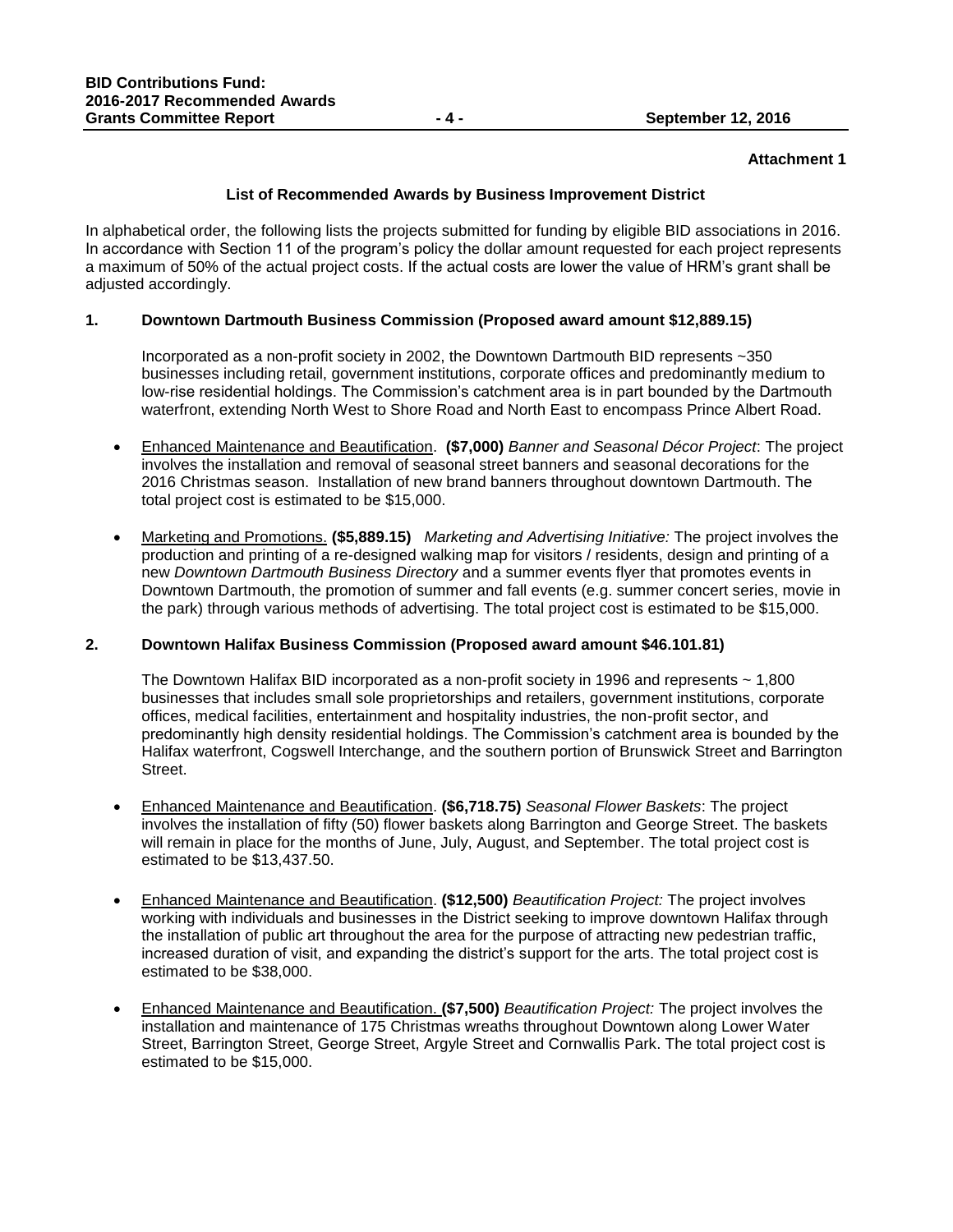**Attachment 1**

### List of Recommended Awards by Business Improvement District

In alphabetical order, the following lists the projects submitted for funding by eligible BID associations in 2016. In accordance with Section 11 of the program's policy the dollar amount requested for each project represents a maximum of 50% of the actual project costs. If the actual costs are lower the value of HRM's grant shall be adjusted accordingly.

### 1. Downtown Dartmouth Business Commission (Proposed award amount $12,889.15)

Incorporated as a non-profit society in 2002, the Downtown Dartmouth BID represents ~350 businesses including retail, government institutions, corporate offices and predominantly medium to low-rise residential holdings. The Commission's catchment area is in part bounded by the Dartmouth waterfront, extending North West to Shore Road and North East to encompass Prince Albert Road.

- Enhanced Maintenance and Beautification. **($7,000)** *Banner and Seasonal Décor Project*: The project involves the installation and removal of seasonal street banners and seasonal decorations for the 2016 Christmas season. Installation of new brand banners throughout downtown Dartmouth. The total project cost is estimated to be $15,000.

- Marketing and Promotions. **($5,889.15)** *Marketing and Advertising Initiative:* The project involves the production and printing of a re-designed walking map for visitors / residents, design and printing of a new *Downtown Dartmouth Business Directory* and a summer events flyer that promotes events in Downtown Dartmouth, the promotion of summer and fall events (e.g. summer concert series, movie in the park) through various methods of advertising. The total project cost is estimated to be $15,000.

### 2. Downtown Halifax Business Commission (Proposed award amount $46.101.81)

The Downtown Halifax BID incorporated as a non-profit society in 1996 and represents ~ 1,800 businesses that includes small sole proprietorships and retailers, government institutions, corporate offices, medical facilities, entertainment and hospitality industries, the non-profit sector, and predominantly high density residential holdings. The Commission's catchment area is bounded by the Halifax waterfront, Cogswell Interchange, and the southern portion of Brunswick Street and Barrington Street.

- Enhanced Maintenance and Beautification. **($6,718.75)** *Seasonal Flower Baskets*: The project involves the installation of fifty (50) flower baskets along Barrington and George Street. The baskets will remain in place for the months of June, July, August, and September. The total project cost is estimated to be $13,437.50.

- Enhanced Maintenance and Beautification. **($12,500)** *Beautification Project:* The project involves working with individuals and businesses in the District seeking to improve downtown Halifax through the installation of public art throughout the area for the purpose of attracting new pedestrian traffic, increased duration of visit, and expanding the district's support for the arts. The total project cost is estimated to be $38,000.

- Enhanced Maintenance and Beautification. **($7,500)** *Beautification Project:* The project involves the installation and maintenance of 175 Christmas wreaths throughout Downtown along Lower Water Street, Barrington Street, George Street, Argyle Street and Cornwallis Park. The total project cost is estimated to be $15,000.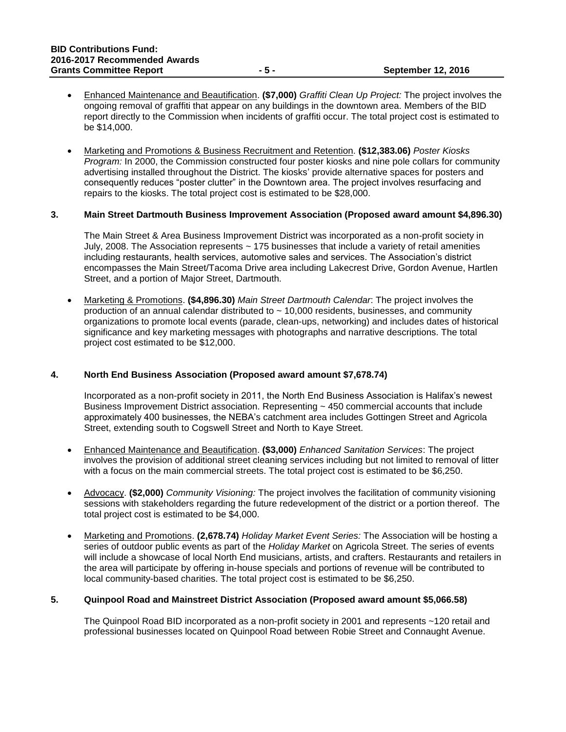- <u>Enhanced Maintenance and Beautification</u>. **($7,000)** *Graffiti Clean Up Project:* The project involves the ongoing removal of graffiti that appear on any buildings in the downtown area. Members of the BID report directly to the Commission when incidents of graffiti occur. The total project cost is estimated to be $14,000.

- <u>Marketing and Promotions & Business Recruitment and Retention</u>. **($12,383.06)** *Poster Kiosks Program:* In 2000, the Commission constructed four poster kiosks and nine pole collars for community advertising installed throughout the District. The kiosks' provide alternative spaces for posters and consequently reduces "poster clutter" in the Downtown area. The project involves resurfacing and repairs to the kiosks. The total project cost is estimated to be $28,000.

### 3. Main Street Dartmouth Business Improvement Association (Proposed award amount $4,896.30)

The Main Street & Area Business Improvement District was incorporated as a non-profit society in July, 2008. The Association represents ~ 175 businesses that include a variety of retail amenities including restaurants, health services, automotive sales and services. The Association's district encompasses the Main Street/Tacoma Drive area including Lakecrest Drive, Gordon Avenue, Hartlen Street, and a portion of Major Street, Dartmouth.

- <u>Marketing & Promotions</u>. **($4,896.30)** *Main Street Dartmouth Calendar*: The project involves the production of an annual calendar distributed to ~ 10,000 residents, businesses, and community organizations to promote local events (parade, clean-ups, networking) and includes dates of historical significance and key marketing messages with photographs and narrative descriptions. The total project cost estimated to be $12,000.

### 4. North End Business Association (Proposed award amount $7,678.74)

Incorporated as a non-profit society in 2011, the North End Business Association is Halifax's newest Business Improvement District association. Representing ~ 450 commercial accounts that include approximately 400 businesses, the NEBA's catchment area includes Gottingen Street and Agricola Street, extending south to Cogswell Street and North to Kaye Street.

- <u>Enhanced Maintenance and Beautification</u>. **($3,000)** *Enhanced Sanitation Services*: The project involves the provision of additional street cleaning services including but not limited to removal of litter with a focus on the main commercial streets. The total project cost is estimated to be $6,250.

- <u>Advocacy</u>. **($2,000)** *Community Visioning:* The project involves the facilitation of community visioning sessions with stakeholders regarding the future redevelopment of the district or a portion thereof. The total project cost is estimated to be $4,000.

- <u>Marketing and Promotions</u>. **(2,678.74)** *Holiday Market Event Series:* The Association will be hosting a series of outdoor public events as part of the *Holiday Market* on Agricola Street. The series of events will include a showcase of local North End musicians, artists, and crafters. Restaurants and retailers in the area will participate by offering in-house specials and portions of revenue will be contributed to local community-based charities. The total project cost is estimated to be $6,250.

### 5. Quinpool Road and Mainstreet District Association (Proposed award amount $5,066.58)

The Quinpool Road BID incorporated as a non-profit society in 2001 and represents ~120 retail and professional businesses located on Quinpool Road between Robie Street and Connaught Avenue.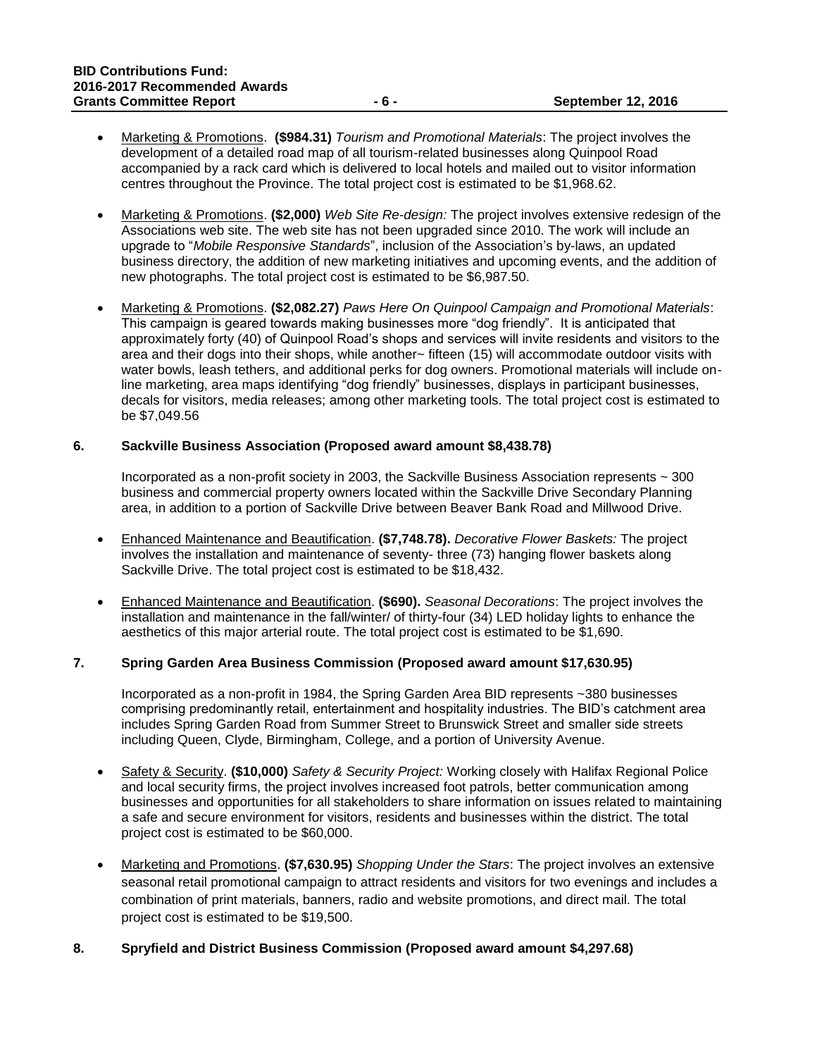- Marketing & Promotions. **($984.31)** *Tourism and Promotional Materials*: The project involves the development of a detailed road map of all tourism-related businesses along Quinpool Road accompanied by a rack card which is delivered to local hotels and mailed out to visitor information centres throughout the Province. The total project cost is estimated to be $1,968.62.

- Marketing & Promotions. **($2,000)** *Web Site Re-design:* The project involves extensive redesign of the Associations web site. The web site has not been upgraded since 2010. The work will include an upgrade to "*Mobile Responsive Standards*", inclusion of the Association's by-laws, an updated business directory, the addition of new marketing initiatives and upcoming events, and the addition of new photographs. The total project cost is estimated to be $6,987.50.

- Marketing & Promotions. **($2,082.27)** *Paws Here On Quinpool Campaign and Promotional Materials*: This campaign is geared towards making businesses more "dog friendly". It is anticipated that approximately forty (40) of Quinpool Road's shops and services will invite residents and visitors to the area and their dogs into their shops, while another~ fifteen (15) will accommodate outdoor visits with water bowls, leash tethers, and additional perks for dog owners. Promotional materials will include on-line marketing, area maps identifying "dog friendly" businesses, displays in participant businesses, decals for visitors, media releases; among other marketing tools. The total project cost is estimated to be $7,049.56

**6. Sackville Business Association (Proposed award amount $8,438.78)**

Incorporated as a non-profit society in 2003, the Sackville Business Association represents ~ 300 business and commercial property owners located within the Sackville Drive Secondary Planning area, in addition to a portion of Sackville Drive between Beaver Bank Road and Millwood Drive.

- Enhanced Maintenance and Beautification. **($7,748.78).** *Decorative Flower Baskets:* The project involves the installation and maintenance of seventy- three (73) hanging flower baskets along Sackville Drive. The total project cost is estimated to be $18,432.

- Enhanced Maintenance and Beautification. **($690).** *Seasonal Decorations*: The project involves the installation and maintenance in the fall/winter/ of thirty-four (34) LED holiday lights to enhance the aesthetics of this major arterial route. The total project cost is estimated to be $1,690.

**7. Spring Garden Area Business Commission (Proposed award amount $17,630.95)**

Incorporated as a non-profit in 1984, the Spring Garden Area BID represents ~380 businesses comprising predominantly retail, entertainment and hospitality industries. The BID's catchment area includes Spring Garden Road from Summer Street to Brunswick Street and smaller side streets including Queen, Clyde, Birmingham, College, and a portion of University Avenue.

- Safety & Security. **($10,000)** *Safety & Security Project:* Working closely with Halifax Regional Police and local security firms, the project involves increased foot patrols, better communication among businesses and opportunities for all stakeholders to share information on issues related to maintaining a safe and secure environment for visitors, residents and businesses within the district. The total project cost is estimated to be $60,000.

- Marketing and Promotions. **($7,630.95)** *Shopping Under the Stars*: The project involves an extensive seasonal retail promotional campaign to attract residents and visitors for two evenings and includes a combination of print materials, banners, radio and website promotions, and direct mail. The total project cost is estimated to be $19,500.

**8. Spryfield and District Business Commission (Proposed award amount $4,297.68)**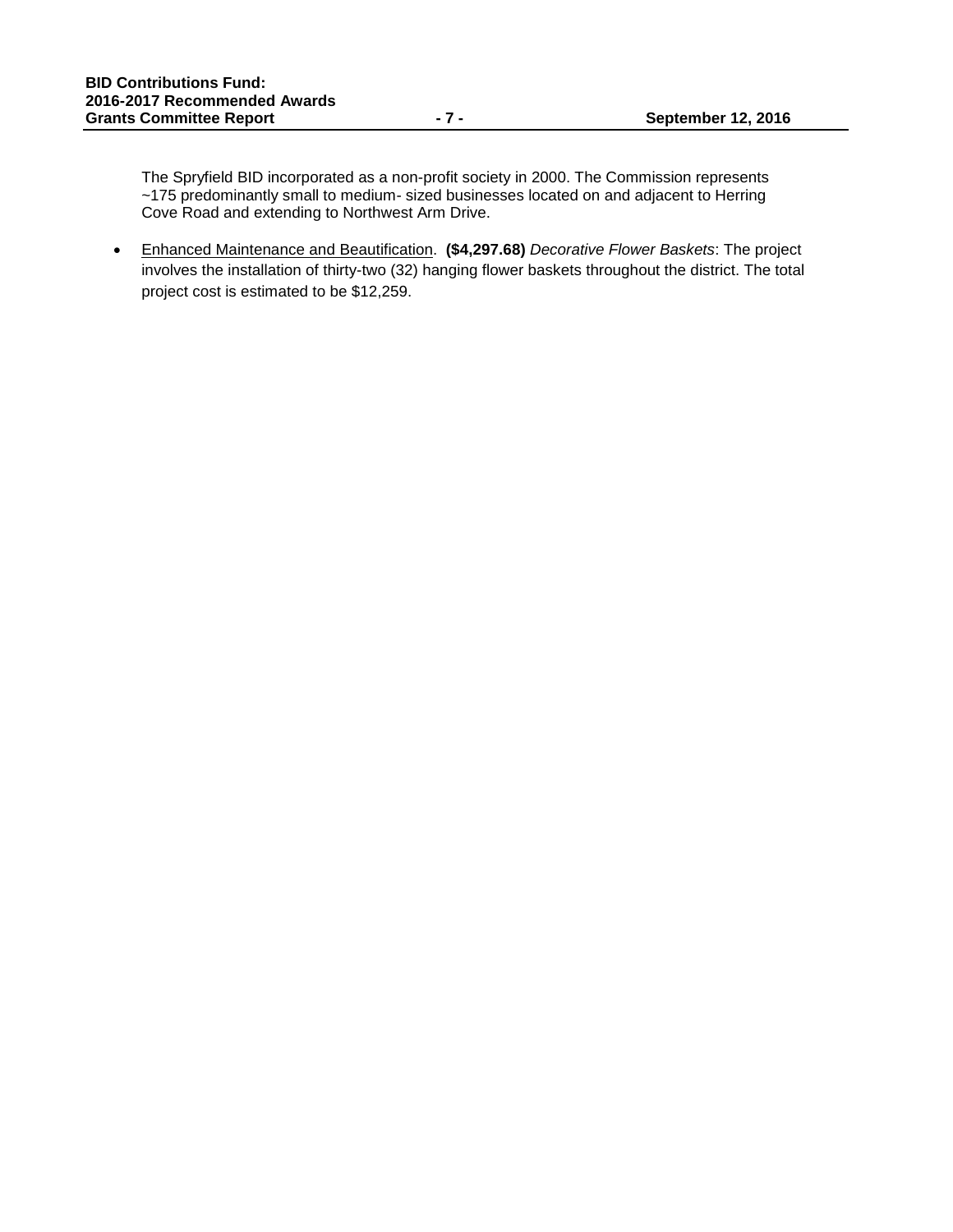The Spryfield BID incorporated as a non-profit society in 2000. The Commission represents ~175 predominantly small to medium- sized businesses located on and adjacent to Herring Cove Road and extending to Northwest Arm Drive.

- Enhanced Maintenance and Beautification. **($4,297.68)** *Decorative Flower Baskets*: The project involves the installation of thirty-two (32) hanging flower baskets throughout the district. The total project cost is estimated to be $12,259.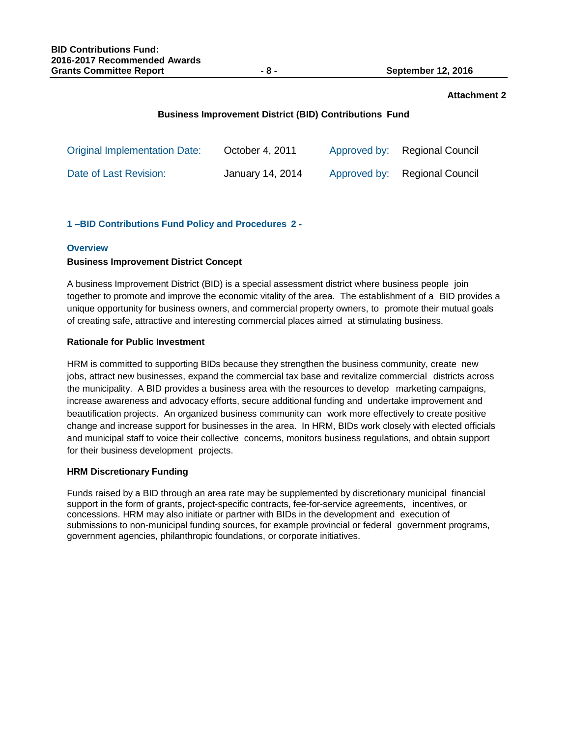**Attachment 2**

## Business Improvement District (BID) Contributions Fund

| Original Implementation Date: | October 4, 2011 | Approved by: | Regional Council |
|---|---|---|---|
| Date of Last Revision: | January 14, 2014 | Approved by: | Regional Council |

### 1 –BID Contributions Fund Policy and Procedures 2 -

#### Overview

**Business Improvement District Concept**

A business Improvement District (BID) is a special assessment district where business people join together to promote and improve the economic vitality of the area. The establishment of a BID provides a unique opportunity for business owners, and commercial property owners, to promote their mutual goals of creating safe, attractive and interesting commercial places aimed at stimulating business.

**Rationale for Public Investment**

HRM is committed to supporting BIDs because they strengthen the business community, create new jobs, attract new businesses, expand the commercial tax base and revitalize commercial districts across the municipality. A BID provides a business area with the resources to develop marketing campaigns, increase awareness and advocacy efforts, secure additional funding and undertake improvement and beautification projects. An organized business community can work more effectively to create positive change and increase support for businesses in the area. In HRM, BIDs work closely with elected officials and municipal staff to voice their collective concerns, monitors business regulations, and obtain support for their business development projects.

**HRM Discretionary Funding**

Funds raised by a BID through an area rate may be supplemented by discretionary municipal financial support in the form of grants, project-specific contracts, fee-for-service agreements, incentives, or concessions. HRM may also initiate or partner with BIDs in the development and execution of submissions to non-municipal funding sources, for example provincial or federal government programs, government agencies, philanthropic foundations, or corporate initiatives.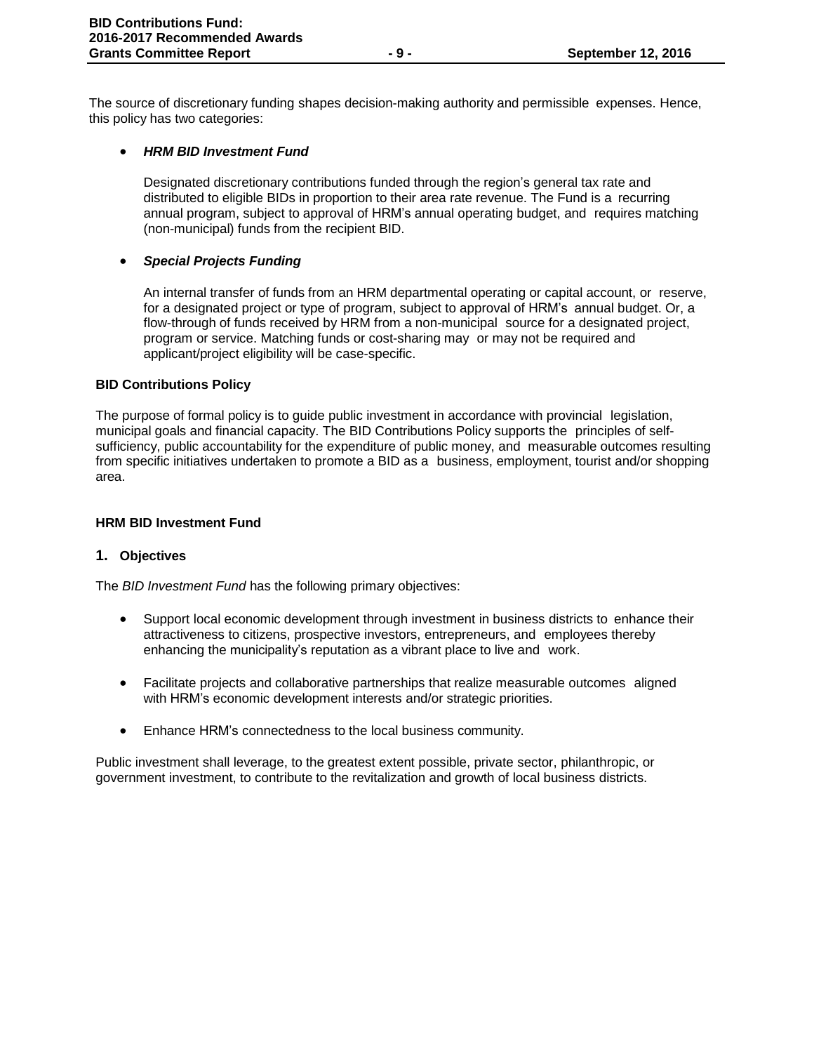The source of discretionary funding shapes decision-making authority and permissible expenses. Hence, this policy has two categories:

- ***HRM BID Investment Fund***

  Designated discretionary contributions funded through the region's general tax rate and distributed to eligible BIDs in proportion to their area rate revenue. The Fund is a recurring annual program, subject to approval of HRM's annual operating budget, and requires matching (non-municipal) funds from the recipient BID.

- ***Special Projects Funding***

  An internal transfer of funds from an HRM departmental operating or capital account, or reserve, for a designated project or type of program, subject to approval of HRM's annual budget. Or, a flow-through of funds received by HRM from a non-municipal source for a designated project, program or service. Matching funds or cost-sharing may or may not be required and applicant/project eligibility will be case-specific.

**BID Contributions Policy**

The purpose of formal policy is to guide public investment in accordance with provincial legislation, municipal goals and financial capacity. The BID Contributions Policy supports the principles of self-sufficiency, public accountability for the expenditure of public money, and measurable outcomes resulting from specific initiatives undertaken to promote a BID as a business, employment, tourist and/or shopping area.

**HRM BID Investment Fund**

**1. Objectives**

The *BID Investment Fund* has the following primary objectives:

- Support local economic development through investment in business districts to enhance their attractiveness to citizens, prospective investors, entrepreneurs, and employees thereby enhancing the municipality's reputation as a vibrant place to live and work.

- Facilitate projects and collaborative partnerships that realize measurable outcomes aligned with HRM's economic development interests and/or strategic priorities.

- Enhance HRM's connectedness to the local business community.

Public investment shall leverage, to the greatest extent possible, private sector, philanthropic, or government investment, to contribute to the revitalization and growth of local business districts.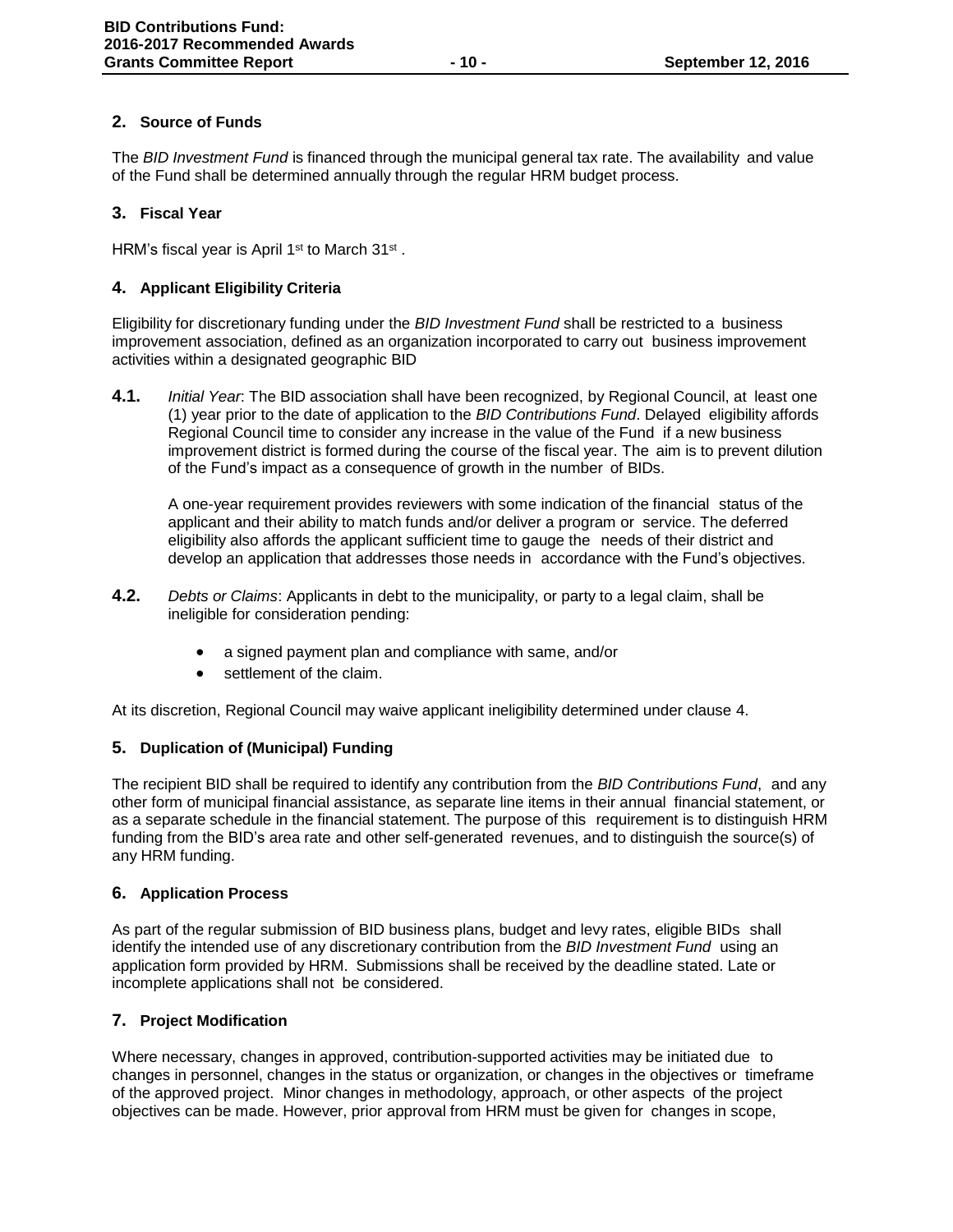## 2. Source of Funds

The *BID Investment Fund* is financed through the municipal general tax rate. The availability and value of the Fund shall be determined annually through the regular HRM budget process.

## 3. Fiscal Year

HRM's fiscal year is April 1st to March 31st .

## 4. Applicant Eligibility Criteria

Eligibility for discretionary funding under the *BID Investment Fund* shall be restricted to a business improvement association, defined as an organization incorporated to carry out business improvement activities within a designated geographic BID

**4.1.** *Initial Year*: The BID association shall have been recognized, by Regional Council, at least one (1) year prior to the date of application to the *BID Contributions Fund*. Delayed eligibility affords Regional Council time to consider any increase in the value of the Fund if a new business improvement district is formed during the course of the fiscal year. The aim is to prevent dilution of the Fund's impact as a consequence of growth in the number of BIDs.

A one-year requirement provides reviewers with some indication of the financial status of the applicant and their ability to match funds and/or deliver a program or service. The deferred eligibility also affords the applicant sufficient time to gauge the needs of their district and develop an application that addresses those needs in accordance with the Fund's objectives.

**4.2.** *Debts or Claims*: Applicants in debt to the municipality, or party to a legal claim, shall be ineligible for consideration pending:

- a signed payment plan and compliance with same, and/or
- settlement of the claim.

At its discretion, Regional Council may waive applicant ineligibility determined under clause 4.

## 5. Duplication of (Municipal) Funding

The recipient BID shall be required to identify any contribution from the *BID Contributions Fund*, and any other form of municipal financial assistance, as separate line items in their annual financial statement, or as a separate schedule in the financial statement. The purpose of this requirement is to distinguish HRM funding from the BID's area rate and other self-generated revenues, and to distinguish the source(s) of any HRM funding.

## 6. Application Process

As part of the regular submission of BID business plans, budget and levy rates, eligible BIDs shall identify the intended use of any discretionary contribution from the *BID Investment Fund* using an application form provided by HRM. Submissions shall be received by the deadline stated. Late or incomplete applications shall not be considered.

## 7. Project Modification

Where necessary, changes in approved, contribution-supported activities may be initiated due to changes in personnel, changes in the status or organization, or changes in the objectives or timeframe of the approved project. Minor changes in methodology, approach, or other aspects of the project objectives can be made. However, prior approval from HRM must be given for changes in scope,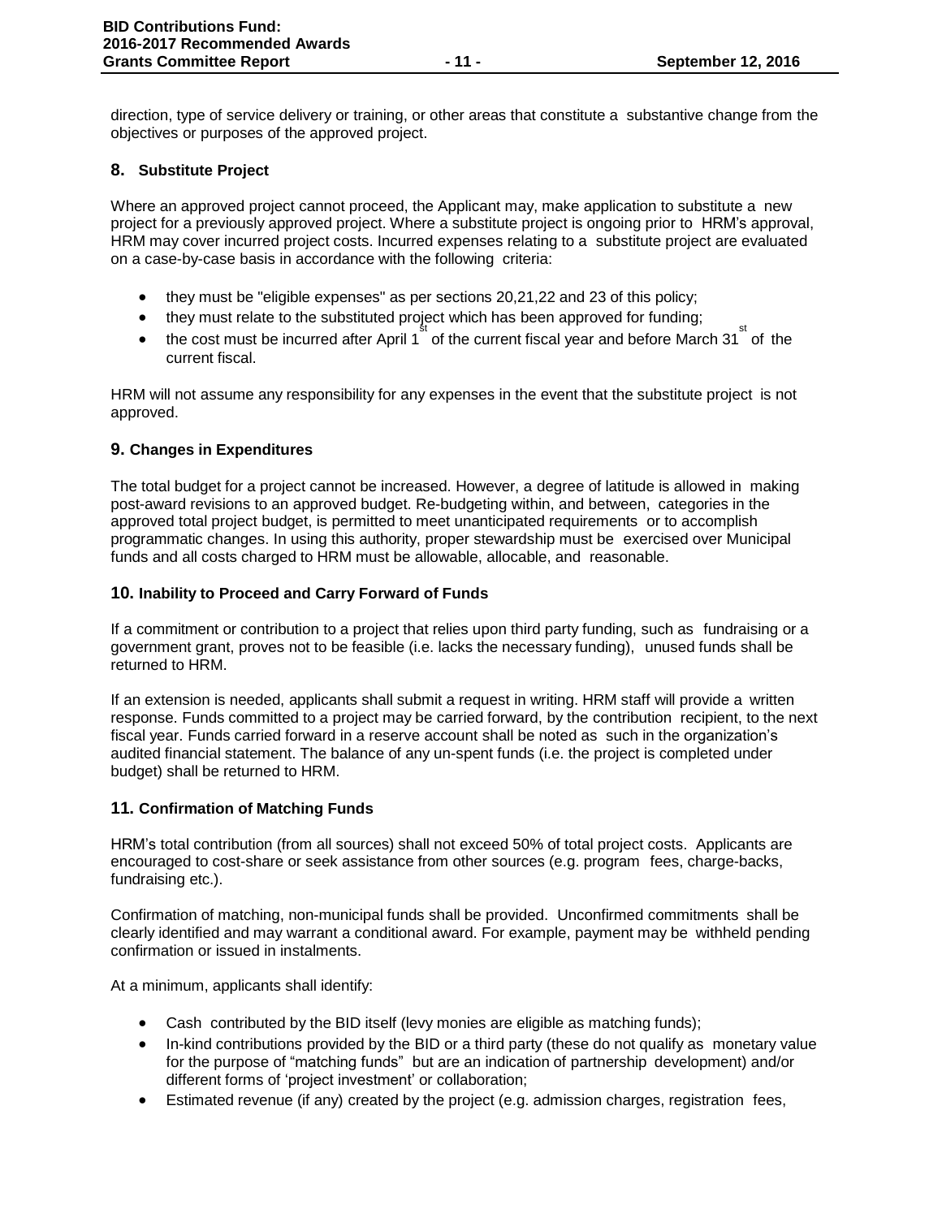direction, type of service delivery or training, or other areas that constitute a substantive change from the objectives or purposes of the approved project.

### 8. Substitute Project

Where an approved project cannot proceed, the Applicant may, make application to substitute a new project for a previously approved project. Where a substitute project is ongoing prior to HRM's approval, HRM may cover incurred project costs. Incurred expenses relating to a substitute project are evaluated on a case-by-case basis in accordance with the following criteria:

- they must be "eligible expenses" as per sections 20,21,22 and 23 of this policy;
- they must relate to the substituted project which has been approved for funding;
- the cost must be incurred after April 1st of the current fiscal year and before March 31st of the current fiscal.

HRM will not assume any responsibility for any expenses in the event that the substitute project is not approved.

### 9. Changes in Expenditures

The total budget for a project cannot be increased. However, a degree of latitude is allowed in making post-award revisions to an approved budget. Re-budgeting within, and between, categories in the approved total project budget, is permitted to meet unanticipated requirements or to accomplish programmatic changes. In using this authority, proper stewardship must be exercised over Municipal funds and all costs charged to HRM must be allowable, allocable, and reasonable.

### 10. Inability to Proceed and Carry Forward of Funds

If a commitment or contribution to a project that relies upon third party funding, such as fundraising or a government grant, proves not to be feasible (i.e. lacks the necessary funding), unused funds shall be returned to HRM.

If an extension is needed, applicants shall submit a request in writing. HRM staff will provide a written response. Funds committed to a project may be carried forward, by the contribution recipient, to the next fiscal year. Funds carried forward in a reserve account shall be noted as such in the organization's audited financial statement. The balance of any un-spent funds (i.e. the project is completed under budget) shall be returned to HRM.

### 11. Confirmation of Matching Funds

HRM's total contribution (from all sources) shall not exceed 50% of total project costs. Applicants are encouraged to cost-share or seek assistance from other sources (e.g. program fees, charge-backs, fundraising etc.).

Confirmation of matching, non-municipal funds shall be provided. Unconfirmed commitments shall be clearly identified and may warrant a conditional award. For example, payment may be withheld pending confirmation or issued in instalments.

At a minimum, applicants shall identify:

- Cash contributed by the BID itself (levy monies are eligible as matching funds);
- In-kind contributions provided by the BID or a third party (these do not qualify as monetary value for the purpose of "matching funds" but are an indication of partnership development) and/or different forms of 'project investment' or collaboration;
- Estimated revenue (if any) created by the project (e.g. admission charges, registration fees,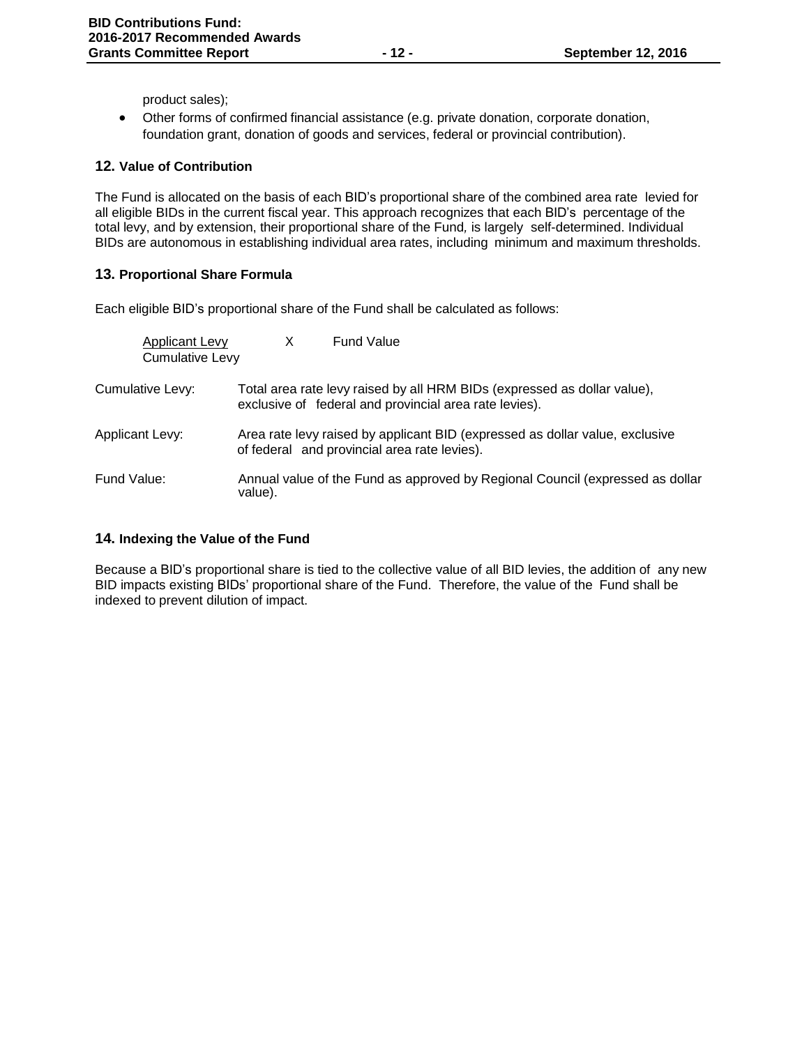product sales);

- Other forms of confirmed financial assistance (e.g. private donation, corporate donation, foundation grant, donation of goods and services, federal or provincial contribution).

## 12. Value of Contribution

The Fund is allocated on the basis of each BID's proportional share of the combined area rate levied for all eligible BIDs in the current fiscal year. This approach recognizes that each BID's percentage of the total levy, and by extension, their proportional share of the Fund, is largely self-determined. Individual BIDs are autonomous in establishing individual area rates, including minimum and maximum thresholds.

## 13. Proportional Share Formula

Each eligible BID's proportional share of the Fund shall be calculated as follows:

$$\frac{\text{Applicant Levy}}{\text{Cumulative Levy}} \times \text{Fund Value}$$

Cumulative Levy: Total area rate levy raised by all HRM BIDs (expressed as dollar value), exclusive of federal and provincial area rate levies).

Applicant Levy: Area rate levy raised by applicant BID (expressed as dollar value, exclusive of federal and provincial area rate levies).

Fund Value: Annual value of the Fund as approved by Regional Council (expressed as dollar value).

## 14. Indexing the Value of the Fund

Because a BID's proportional share is tied to the collective value of all BID levies, the addition of any new BID impacts existing BIDs' proportional share of the Fund. Therefore, the value of the Fund shall be indexed to prevent dilution of impact.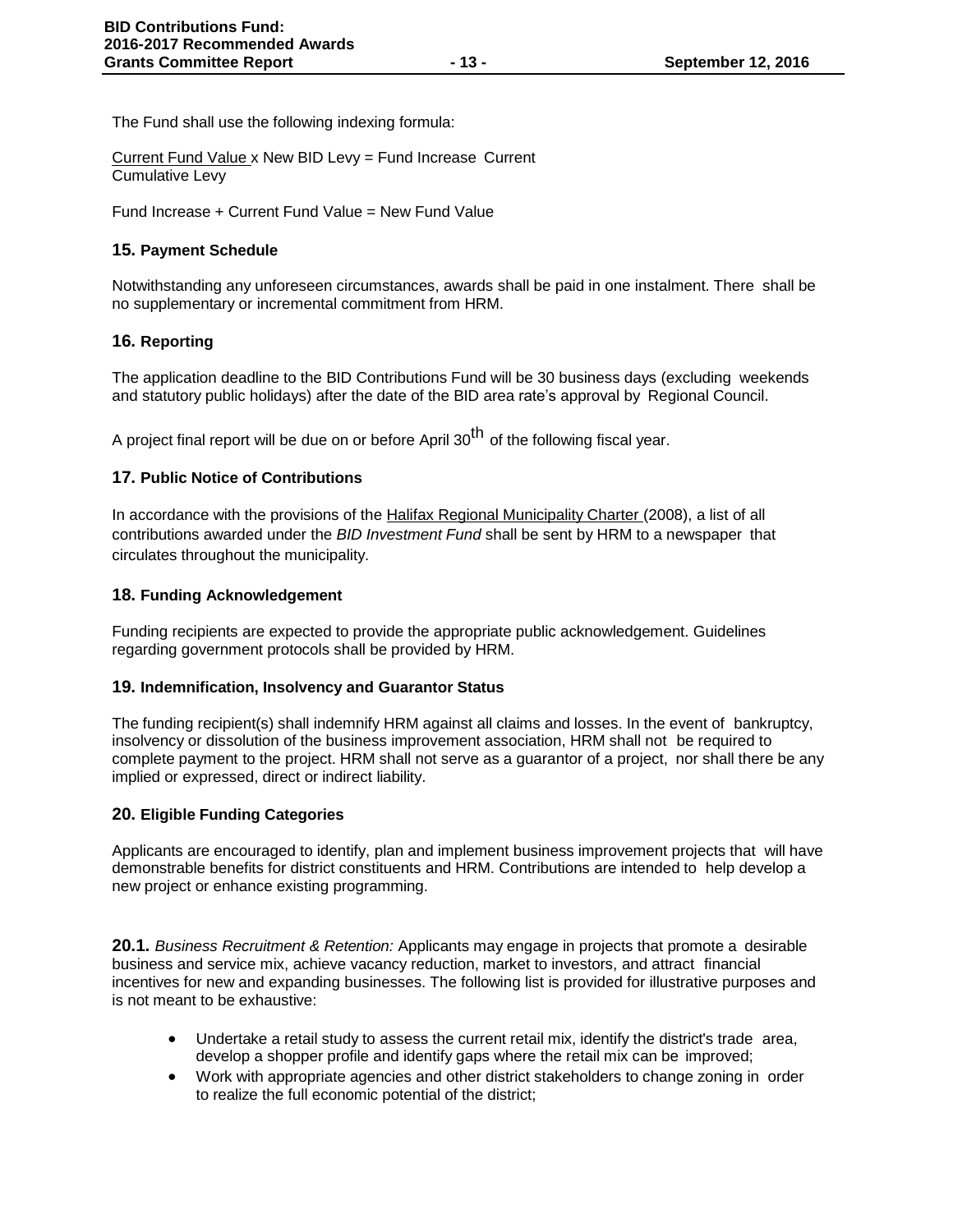The Fund shall use the following indexing formula:

$$\frac{\text{Current Fund Value}}{\text{Current Cumulative Levy}} \times \text{New BID Levy} = \text{Fund Increase}$$

Fund Increase + Current Fund Value = New Fund Value

### 15. Payment Schedule

Notwithstanding any unforeseen circumstances, awards shall be paid in one instalment. There shall be no supplementary or incremental commitment from HRM.

### 16. Reporting

The application deadline to the BID Contributions Fund will be 30 business days (excluding weekends and statutory public holidays) after the date of the BID area rate's approval by Regional Council.

A project final report will be due on or before April 30th of the following fiscal year.

### 17. Public Notice of Contributions

In accordance with the provisions of the Halifax Regional Municipality Charter (2008), a list of all contributions awarded under the *BID Investment Fund* shall be sent by HRM to a newspaper that circulates throughout the municipality.

### 18. Funding Acknowledgement

Funding recipients are expected to provide the appropriate public acknowledgement. Guidelines regarding government protocols shall be provided by HRM.

### 19. Indemnification, Insolvency and Guarantor Status

The funding recipient(s) shall indemnify HRM against all claims and losses. In the event of bankruptcy, insolvency or dissolution of the business improvement association, HRM shall not be required to complete payment to the project. HRM shall not serve as a guarantor of a project, nor shall there be any implied or expressed, direct or indirect liability.

### 20. Eligible Funding Categories

Applicants are encouraged to identify, plan and implement business improvement projects that will have demonstrable benefits for district constituents and HRM. Contributions are intended to help develop a new project or enhance existing programming.

**20.1.** *Business Recruitment & Retention:* Applicants may engage in projects that promote a desirable business and service mix, achieve vacancy reduction, market to investors, and attract financial incentives for new and expanding businesses. The following list is provided for illustrative purposes and is not meant to be exhaustive:

- Undertake a retail study to assess the current retail mix, identify the district's trade area, develop a shopper profile and identify gaps where the retail mix can be improved;
- Work with appropriate agencies and other district stakeholders to change zoning in order to realize the full economic potential of the district;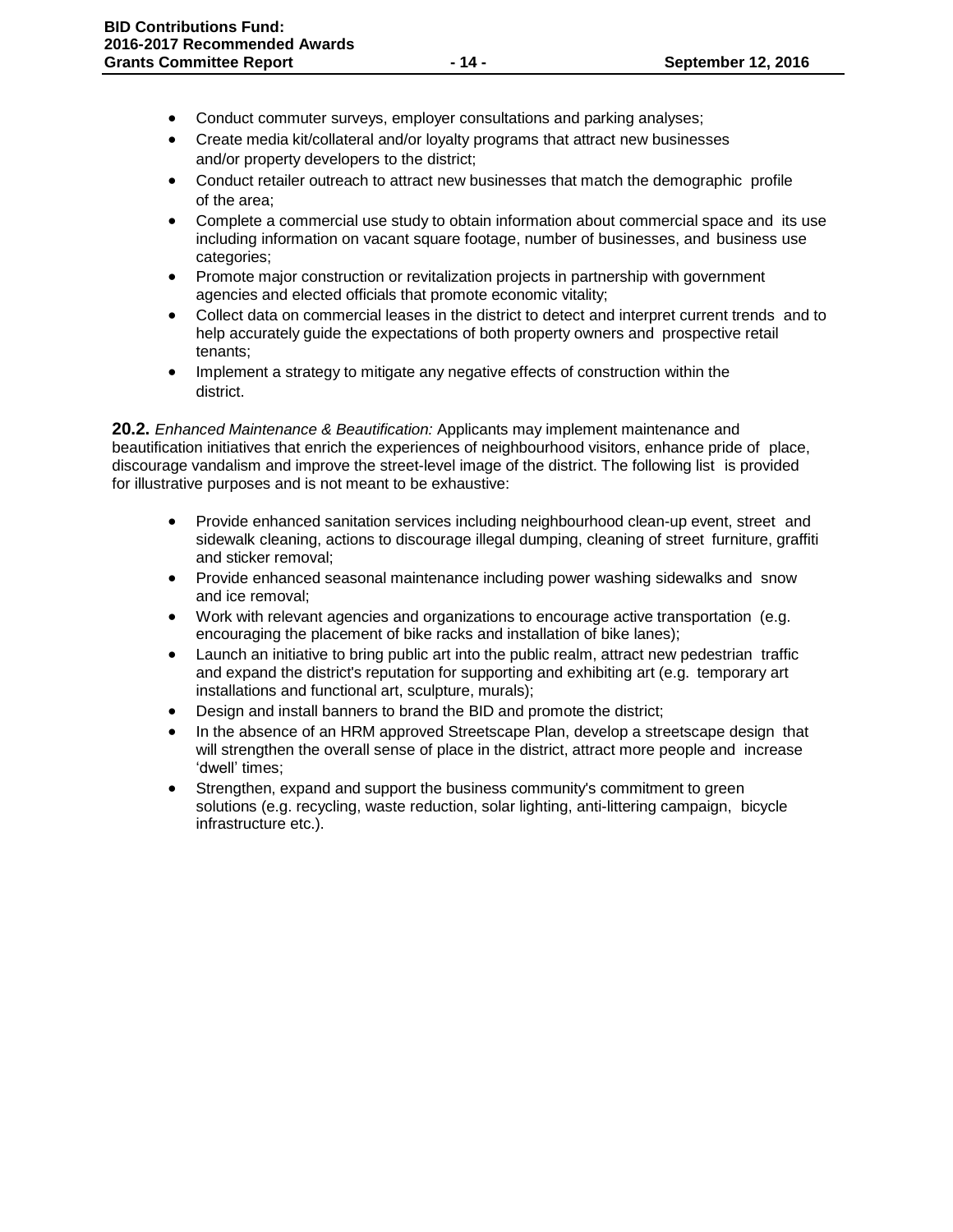- Conduct commuter surveys, employer consultations and parking analyses;
- Create media kit/collateral and/or loyalty programs that attract new businesses and/or property developers to the district;
- Conduct retailer outreach to attract new businesses that match the demographic profile of the area;
- Complete a commercial use study to obtain information about commercial space and its use including information on vacant square footage, number of businesses, and business use categories;
- Promote major construction or revitalization projects in partnership with government agencies and elected officials that promote economic vitality;
- Collect data on commercial leases in the district to detect and interpret current trends and to help accurately guide the expectations of both property owners and prospective retail tenants;
- Implement a strategy to mitigate any negative effects of construction within the district.

**20.2.** *Enhanced Maintenance & Beautification:* Applicants may implement maintenance and beautification initiatives that enrich the experiences of neighbourhood visitors, enhance pride of place, discourage vandalism and improve the street-level image of the district. The following list is provided for illustrative purposes and is not meant to be exhaustive:

- Provide enhanced sanitation services including neighbourhood clean-up event, street and sidewalk cleaning, actions to discourage illegal dumping, cleaning of street furniture, graffiti and sticker removal;
- Provide enhanced seasonal maintenance including power washing sidewalks and snow and ice removal;
- Work with relevant agencies and organizations to encourage active transportation (e.g. encouraging the placement of bike racks and installation of bike lanes);
- Launch an initiative to bring public art into the public realm, attract new pedestrian traffic and expand the district's reputation for supporting and exhibiting art (e.g. temporary art installations and functional art, sculpture, murals);
- Design and install banners to brand the BID and promote the district;
- In the absence of an HRM approved Streetscape Plan, develop a streetscape design that will strengthen the overall sense of place in the district, attract more people and increase 'dwell' times;
- Strengthen, expand and support the business community's commitment to green solutions (e.g. recycling, waste reduction, solar lighting, anti-littering campaign, bicycle infrastructure etc.).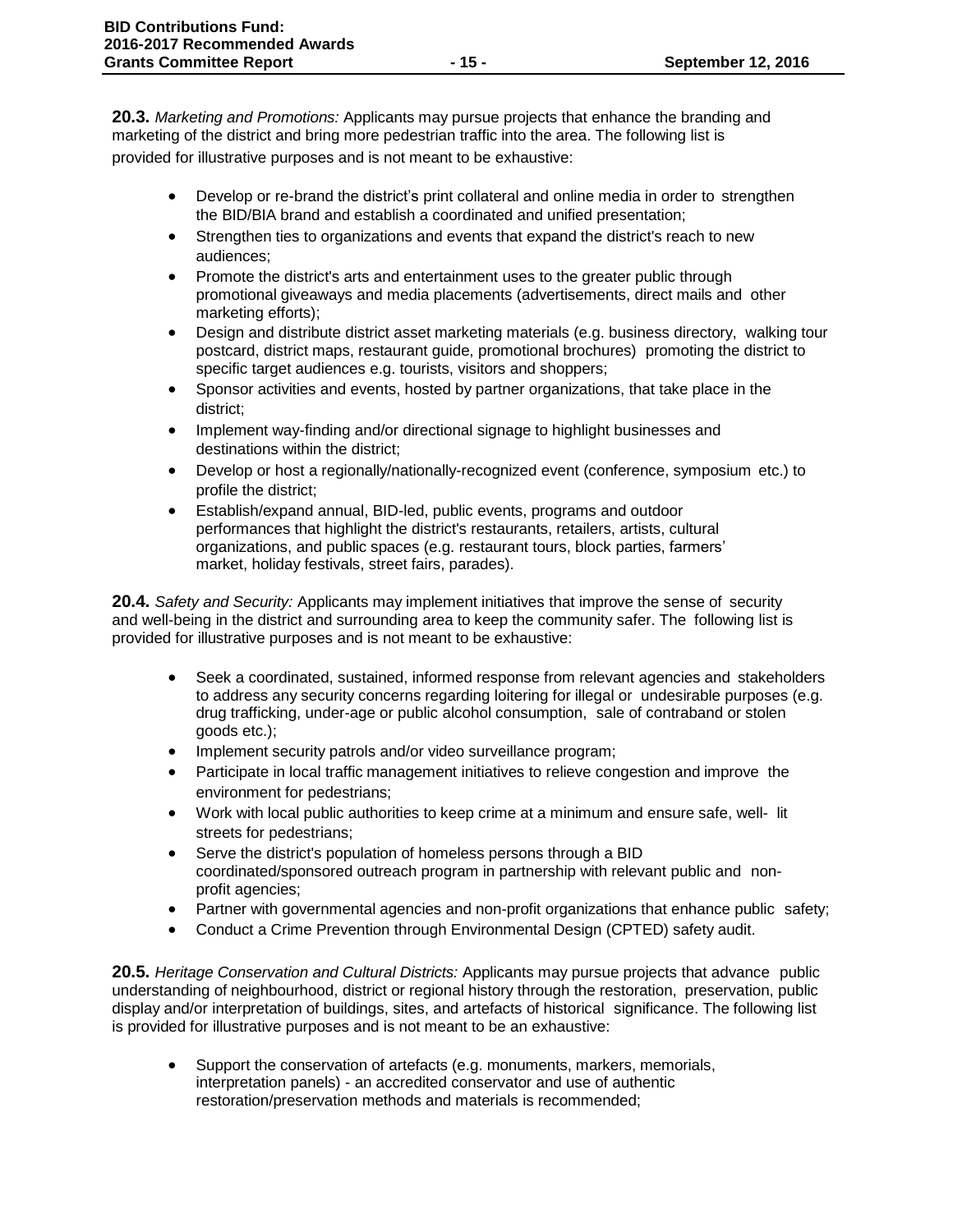**20.3.** *Marketing and Promotions:* Applicants may pursue projects that enhance the branding and marketing of the district and bring more pedestrian traffic into the area. The following list is provided for illustrative purposes and is not meant to be exhaustive:

- Develop or re-brand the district's print collateral and online media in order to strengthen the BID/BIA brand and establish a coordinated and unified presentation;
- Strengthen ties to organizations and events that expand the district's reach to new audiences;
- Promote the district's arts and entertainment uses to the greater public through promotional giveaways and media placements (advertisements, direct mails and other marketing efforts);
- Design and distribute district asset marketing materials (e.g. business directory, walking tour postcard, district maps, restaurant guide, promotional brochures) promoting the district to specific target audiences e.g. tourists, visitors and shoppers;
- Sponsor activities and events, hosted by partner organizations, that take place in the district;
- Implement way-finding and/or directional signage to highlight businesses and destinations within the district;
- Develop or host a regionally/nationally-recognized event (conference, symposium etc.) to profile the district;
- Establish/expand annual, BID-led, public events, programs and outdoor performances that highlight the district's restaurants, retailers, artists, cultural organizations, and public spaces (e.g. restaurant tours, block parties, farmers' market, holiday festivals, street fairs, parades).

**20.4.** *Safety and Security:* Applicants may implement initiatives that improve the sense of security and well-being in the district and surrounding area to keep the community safer. The following list is provided for illustrative purposes and is not meant to be exhaustive:

- Seek a coordinated, sustained, informed response from relevant agencies and stakeholders to address any security concerns regarding loitering for illegal or undesirable purposes (e.g. drug trafficking, under-age or public alcohol consumption, sale of contraband or stolen goods etc.);
- Implement security patrols and/or video surveillance program;
- Participate in local traffic management initiatives to relieve congestion and improve the environment for pedestrians;
- Work with local public authorities to keep crime at a minimum and ensure safe, well- lit streets for pedestrians;
- Serve the district's population of homeless persons through a BID coordinated/sponsored outreach program in partnership with relevant public and non-profit agencies;
- Partner with governmental agencies and non-profit organizations that enhance public safety;
- Conduct a Crime Prevention through Environmental Design (CPTED) safety audit.

**20.5.** *Heritage Conservation and Cultural Districts:* Applicants may pursue projects that advance public understanding of neighbourhood, district or regional history through the restoration, preservation, public display and/or interpretation of buildings, sites, and artefacts of historical significance. The following list is provided for illustrative purposes and is not meant to be an exhaustive:

- Support the conservation of artefacts (e.g. monuments, markers, memorials, interpretation panels) - an accredited conservator and use of authentic restoration/preservation methods and materials is recommended;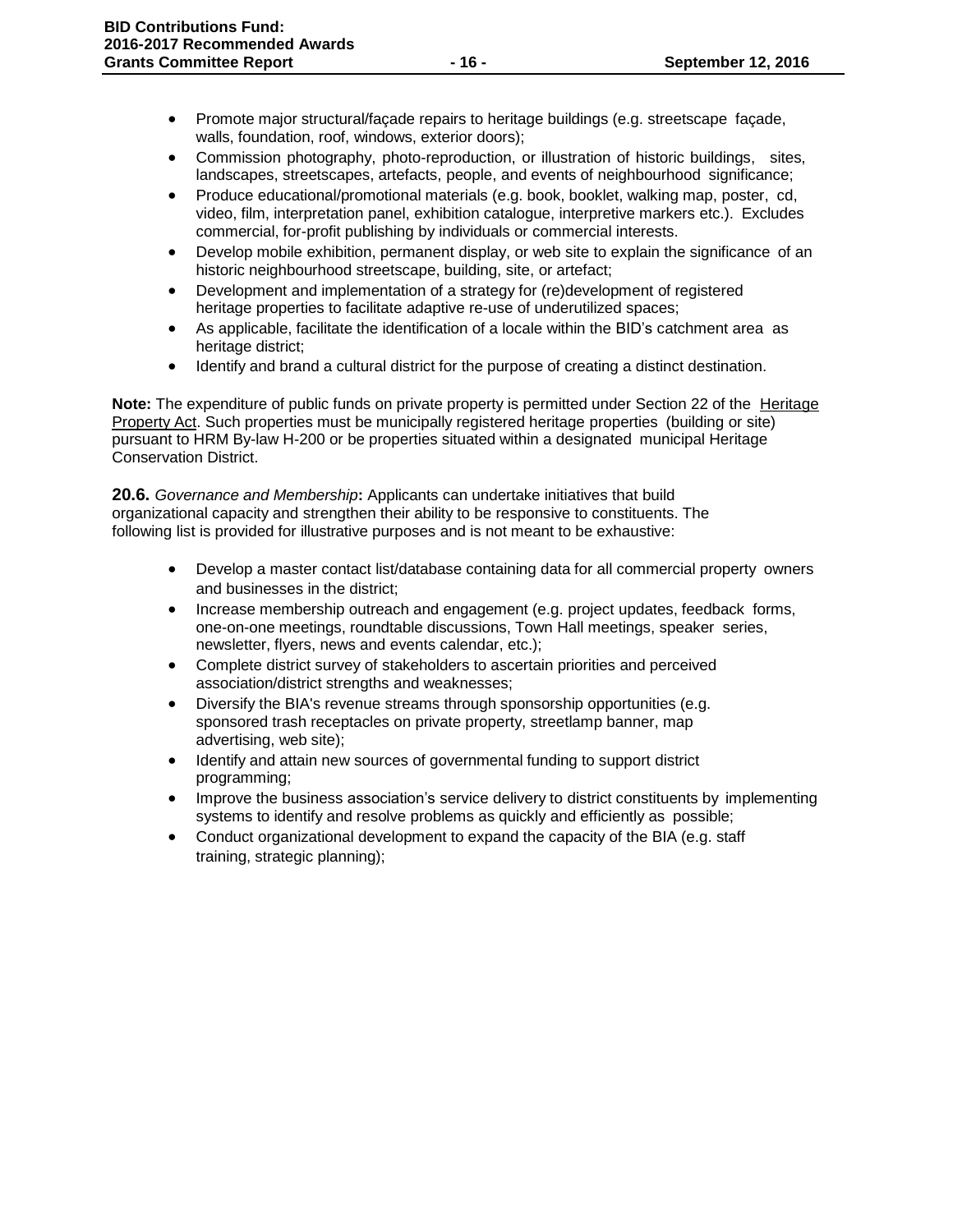- Promote major structural/façade repairs to heritage buildings (e.g. streetscape façade, walls, foundation, roof, windows, exterior doors);
- Commission photography, photo-reproduction, or illustration of historic buildings, sites, landscapes, streetscapes, artefacts, people, and events of neighbourhood significance;
- Produce educational/promotional materials (e.g. book, booklet, walking map, poster, cd, video, film, interpretation panel, exhibition catalogue, interpretive markers etc.). Excludes commercial, for-profit publishing by individuals or commercial interests.
- Develop mobile exhibition, permanent display, or web site to explain the significance of an historic neighbourhood streetscape, building, site, or artefact;
- Development and implementation of a strategy for (re)development of registered heritage properties to facilitate adaptive re-use of underutilized spaces;
- As applicable, facilitate the identification of a locale within the BID's catchment area as heritage district;
- Identify and brand a cultural district for the purpose of creating a distinct destination.

**Note:** The expenditure of public funds on private property is permitted under Section 22 of the Heritage Property Act. Such properties must be municipally registered heritage properties (building or site) pursuant to HRM By-law H-200 or be properties situated within a designated municipal Heritage Conservation District.

**20.6.** *Governance and Membership***:** Applicants can undertake initiatives that build organizational capacity and strengthen their ability to be responsive to constituents. The following list is provided for illustrative purposes and is not meant to be exhaustive:

- Develop a master contact list/database containing data for all commercial property owners and businesses in the district;
- Increase membership outreach and engagement (e.g. project updates, feedback forms, one-on-one meetings, roundtable discussions, Town Hall meetings, speaker series, newsletter, flyers, news and events calendar, etc.);
- Complete district survey of stakeholders to ascertain priorities and perceived association/district strengths and weaknesses;
- Diversify the BIA's revenue streams through sponsorship opportunities (e.g. sponsored trash receptacles on private property, streetlamp banner, map advertising, web site);
- Identify and attain new sources of governmental funding to support district programming;
- Improve the business association's service delivery to district constituents by implementing systems to identify and resolve problems as quickly and efficiently as possible;
- Conduct organizational development to expand the capacity of the BIA (e.g. staff training, strategic planning);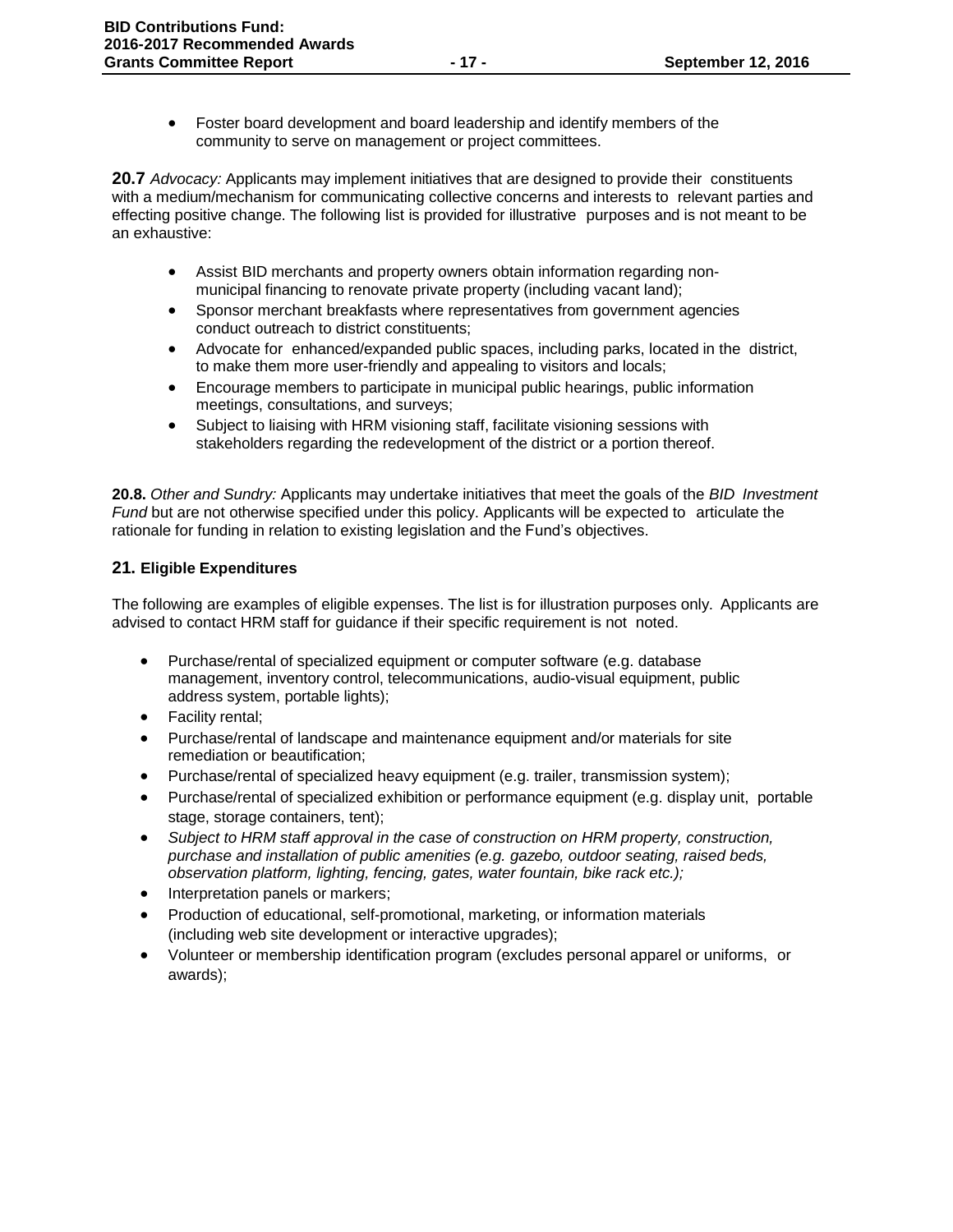- Foster board development and board leadership and identify members of the community to serve on management or project committees.

**20.7** *Advocacy:* Applicants may implement initiatives that are designed to provide their constituents with a medium/mechanism for communicating collective concerns and interests to relevant parties and effecting positive change. The following list is provided for illustrative purposes and is not meant to be an exhaustive:

- Assist BID merchants and property owners obtain information regarding non-municipal financing to renovate private property (including vacant land);
- Sponsor merchant breakfasts where representatives from government agencies conduct outreach to district constituents;
- Advocate for enhanced/expanded public spaces, including parks, located in the district, to make them more user-friendly and appealing to visitors and locals;
- Encourage members to participate in municipal public hearings, public information meetings, consultations, and surveys;
- Subject to liaising with HRM visioning staff, facilitate visioning sessions with stakeholders regarding the redevelopment of the district or a portion thereof.

**20.8.** *Other and Sundry:* Applicants may undertake initiatives that meet the goals of the *BID Investment Fund* but are not otherwise specified under this policy. Applicants will be expected to articulate the rationale for funding in relation to existing legislation and the Fund's objectives.

### 21. Eligible Expenditures

The following are examples of eligible expenses. The list is for illustration purposes only. Applicants are advised to contact HRM staff for guidance if their specific requirement is not noted.

- Purchase/rental of specialized equipment or computer software (e.g. database management, inventory control, telecommunications, audio-visual equipment, public address system, portable lights);
- Facility rental;
- Purchase/rental of landscape and maintenance equipment and/or materials for site remediation or beautification;
- Purchase/rental of specialized heavy equipment (e.g. trailer, transmission system);
- Purchase/rental of specialized exhibition or performance equipment (e.g. display unit, portable stage, storage containers, tent);
- *Subject to HRM staff approval in the case of construction on HRM property, construction, purchase and installation of public amenities (e.g. gazebo, outdoor seating, raised beds, observation platform, lighting, fencing, gates, water fountain, bike rack etc.);*
- Interpretation panels or markers;
- Production of educational, self-promotional, marketing, or information materials (including web site development or interactive upgrades);
- Volunteer or membership identification program (excludes personal apparel or uniforms, or awards);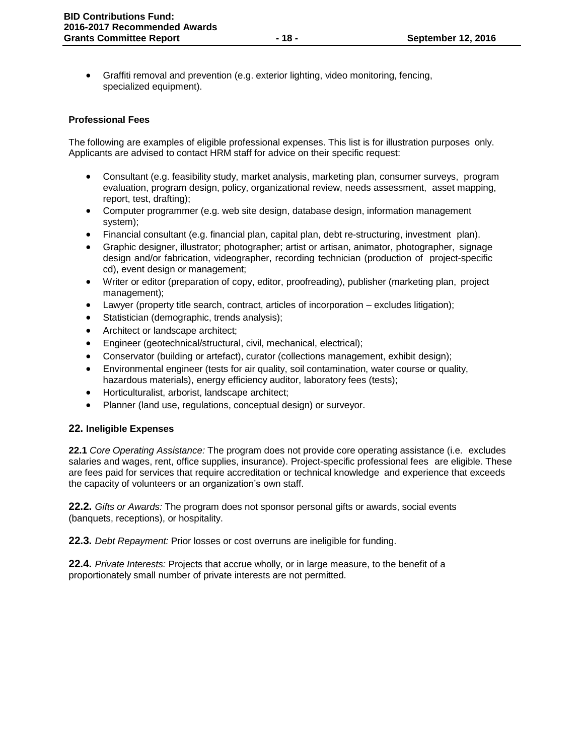- Graffiti removal and prevention (e.g. exterior lighting, video monitoring, fencing, specialized equipment).

**Professional Fees**

The following are examples of eligible professional expenses. This list is for illustration purposes only. Applicants are advised to contact HRM staff for advice on their specific request:

- Consultant (e.g. feasibility study, market analysis, marketing plan, consumer surveys, program evaluation, program design, policy, organizational review, needs assessment, asset mapping, report, test, drafting);
- Computer programmer (e.g. web site design, database design, information management system);
- Financial consultant (e.g. financial plan, capital plan, debt re-structuring, investment plan).
- Graphic designer, illustrator; photographer; artist or artisan, animator, photographer, signage design and/or fabrication, videographer, recording technician (production of project-specific cd), event design or management;
- Writer or editor (preparation of copy, editor, proofreading), publisher (marketing plan, project management);
- Lawyer (property title search, contract, articles of incorporation – excludes litigation);
- Statistician (demographic, trends analysis);
- Architect or landscape architect;
- Engineer (geotechnical/structural, civil, mechanical, electrical);
- Conservator (building or artefact), curator (collections management, exhibit design);
- Environmental engineer (tests for air quality, soil contamination, water course or quality, hazardous materials), energy efficiency auditor, laboratory fees (tests);
- Horticulturalist, arborist, landscape architect;
- Planner (land use, regulations, conceptual design) or surveyor.

### 22. Ineligible Expenses

**22.1** *Core Operating Assistance:* The program does not provide core operating assistance (i.e. excludes salaries and wages, rent, office supplies, insurance). Project-specific professional fees are eligible. These are fees paid for services that require accreditation or technical knowledge and experience that exceeds the capacity of volunteers or an organization's own staff.

**22.2.** *Gifts or Awards:* The program does not sponsor personal gifts or awards, social events (banquets, receptions), or hospitality.

**22.3.** *Debt Repayment:* Prior losses or cost overruns are ineligible for funding.

**22.4.** *Private Interests:* Projects that accrue wholly, or in large measure, to the benefit of a proportionately small number of private interests are not permitted.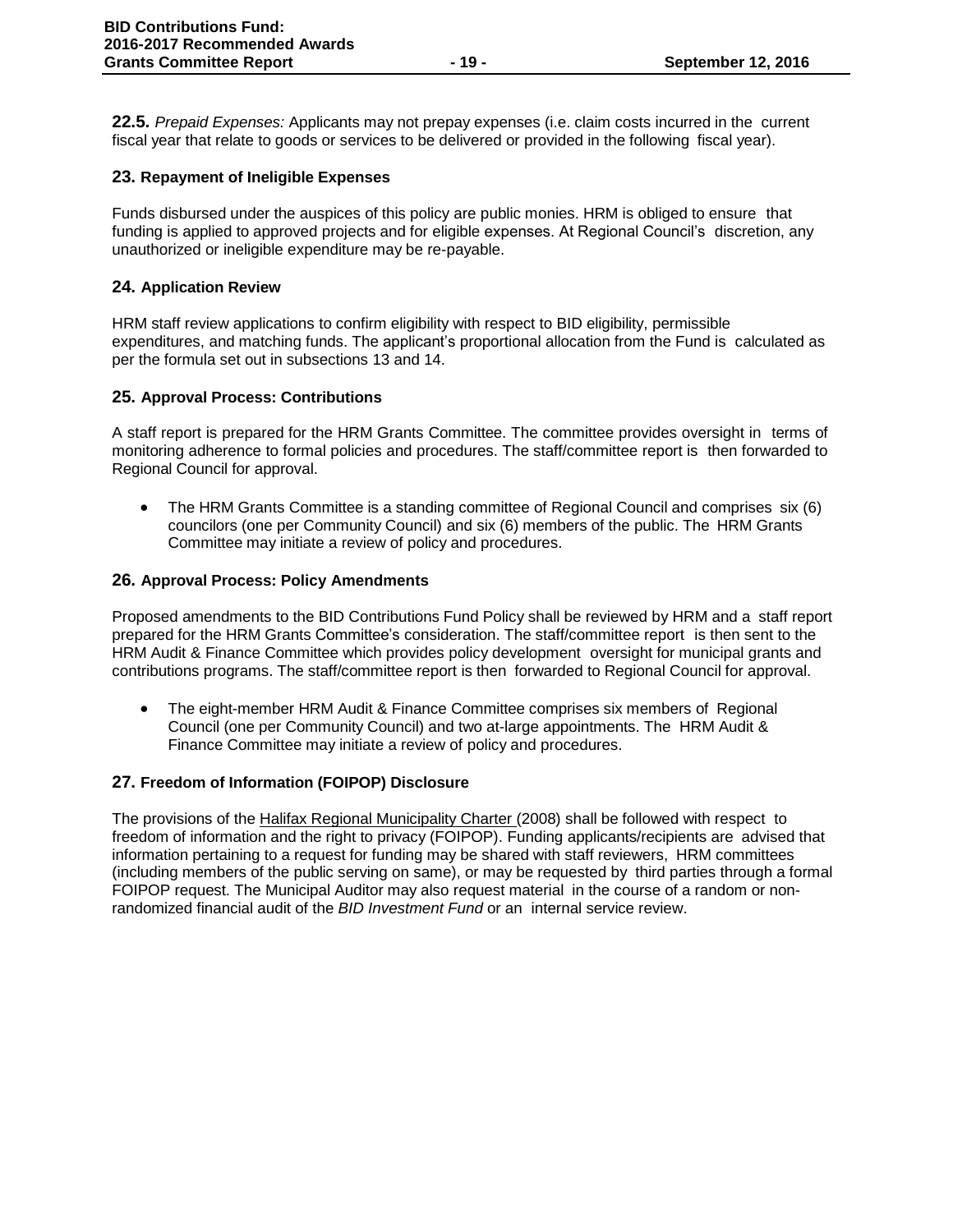**22.5.** *Prepaid Expenses:* Applicants may not prepay expenses (i.e. claim costs incurred in the current fiscal year that relate to goods or services to be delivered or provided in the following fiscal year).

## 23. Repayment of Ineligible Expenses

Funds disbursed under the auspices of this policy are public monies. HRM is obliged to ensure that funding is applied to approved projects and for eligible expenses. At Regional Council's discretion, any unauthorized or ineligible expenditure may be re-payable.

## 24. Application Review

HRM staff review applications to confirm eligibility with respect to BID eligibility, permissible expenditures, and matching funds. The applicant's proportional allocation from the Fund is calculated as per the formula set out in subsections 13 and 14.

## 25. Approval Process: Contributions

A staff report is prepared for the HRM Grants Committee. The committee provides oversight in terms of monitoring adherence to formal policies and procedures. The staff/committee report is then forwarded to Regional Council for approval.

- The HRM Grants Committee is a standing committee of Regional Council and comprises six (6) councilors (one per Community Council) and six (6) members of the public. The HRM Grants Committee may initiate a review of policy and procedures.

## 26. Approval Process: Policy Amendments

Proposed amendments to the BID Contributions Fund Policy shall be reviewed by HRM and a staff report prepared for the HRM Grants Committee's consideration. The staff/committee report is then sent to the HRM Audit & Finance Committee which provides policy development oversight for municipal grants and contributions programs. The staff/committee report is then forwarded to Regional Council for approval.

- The eight-member HRM Audit & Finance Committee comprises six members of Regional Council (one per Community Council) and two at-large appointments. The HRM Audit & Finance Committee may initiate a review of policy and procedures.

## 27. Freedom of Information (FOIPOP) Disclosure

The provisions of the Halifax Regional Municipality Charter (2008) shall be followed with respect to freedom of information and the right to privacy (FOIPOP). Funding applicants/recipients are advised that information pertaining to a request for funding may be shared with staff reviewers, HRM committees (including members of the public serving on same), or may be requested by third parties through a formal FOIPOP request. The Municipal Auditor may also request material in the course of a random or non-randomized financial audit of the *BID Investment Fund* or an internal service review.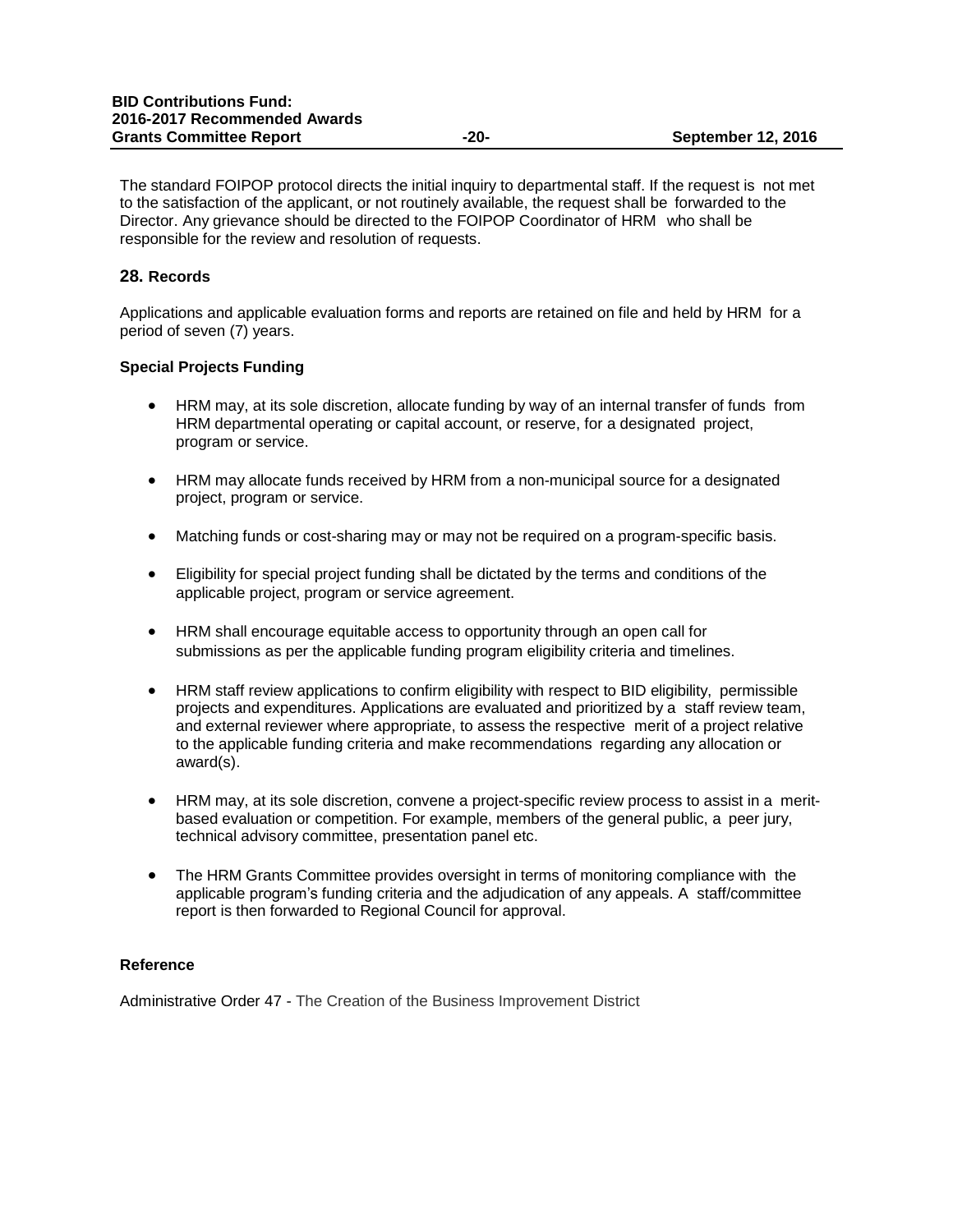The standard FOIPOP protocol directs the initial inquiry to departmental staff. If the request is not met to the satisfaction of the applicant, or not routinely available, the request shall be forwarded to the Director. Any grievance should be directed to the FOIPOP Coordinator of HRM who shall be responsible for the review and resolution of requests.

## 28. Records

Applications and applicable evaluation forms and reports are retained on file and held by HRM for a period of seven (7) years.

**Special Projects Funding**

- HRM may, at its sole discretion, allocate funding by way of an internal transfer of funds from HRM departmental operating or capital account, or reserve, for a designated project, program or service.
- HRM may allocate funds received by HRM from a non-municipal source for a designated project, program or service.
- Matching funds or cost-sharing may or may not be required on a program-specific basis.
- Eligibility for special project funding shall be dictated by the terms and conditions of the applicable project, program or service agreement.
- HRM shall encourage equitable access to opportunity through an open call for submissions as per the applicable funding program eligibility criteria and timelines.
- HRM staff review applications to confirm eligibility with respect to BID eligibility, permissible projects and expenditures. Applications are evaluated and prioritized by a staff review team, and external reviewer where appropriate, to assess the respective merit of a project relative to the applicable funding criteria and make recommendations regarding any allocation or award(s).
- HRM may, at its sole discretion, convene a project-specific review process to assist in a merit-based evaluation or competition. For example, members of the general public, a peer jury, technical advisory committee, presentation panel etc.
- The HRM Grants Committee provides oversight in terms of monitoring compliance with the applicable program's funding criteria and the adjudication of any appeals. A staff/committee report is then forwarded to Regional Council for approval.

**Reference**

Administrative Order 47 - The Creation of the Business Improvement District